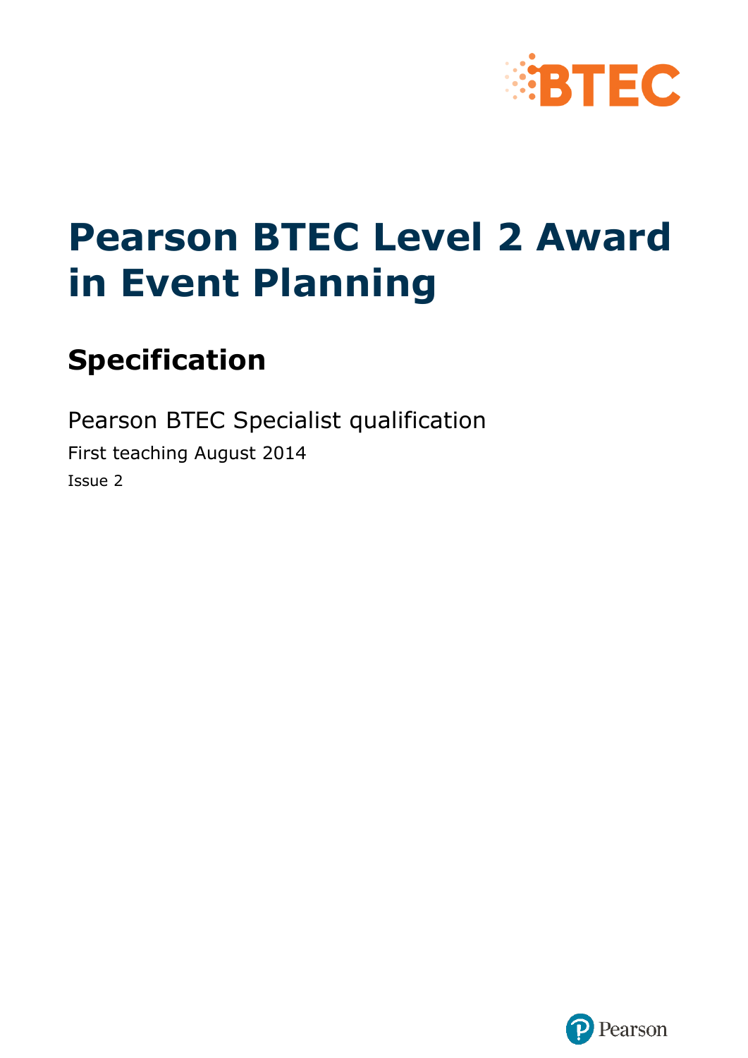# Pearson BTEC Level 2 Award in Event Planning

## Specification

Pearson BTEC Specialist qualification

First teaching August 2014

Issue 2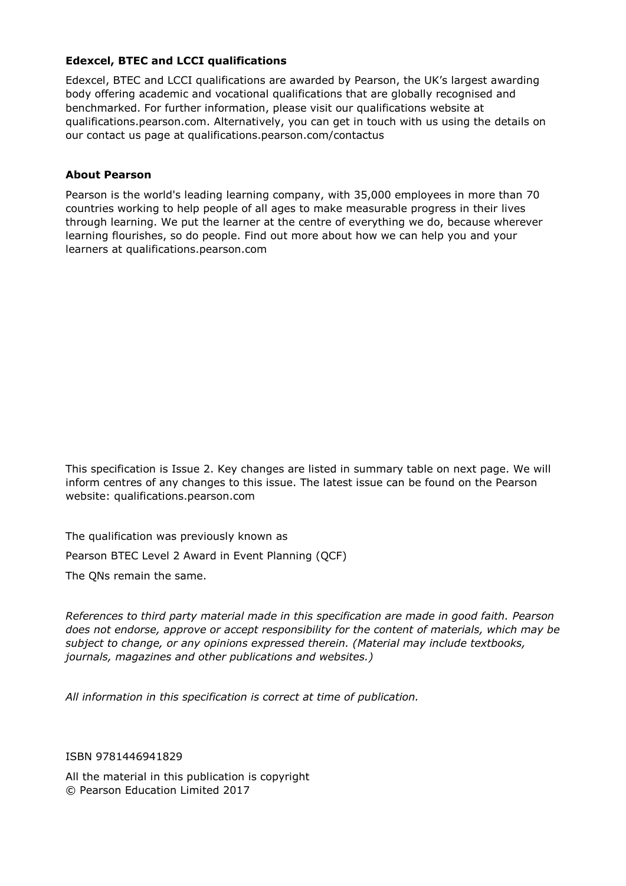**Edexcel, BTEC and LCCI qualifications**

Edexcel, BTEC and LCCI qualifications are awarded by Pearson, the UK's largest awarding body offering academic and vocational qualifications that are globally recognised and benchmarked. For further information, please visit our qualifications website at qualifications.pearson.com. Alternatively, you can get in touch with us using the details on our contact us page at qualifications.pearson.com/contactus

**About Pearson**

Pearson is the world's leading learning company, with 35,000 employees in more than 70 countries working to help people of all ages to make measurable progress in their lives through learning. We put the learner at the centre of everything we do, because wherever learning flourishes, so do people. Find out more about how we can help you and your learners at qualifications.pearson.com

This specification is Issue 2. Key changes are listed in summary table on next page. We will inform centres of any changes to this issue. The latest issue can be found on the Pearson website: qualifications.pearson.com

The qualification was previously known as

Pearson BTEC Level 2 Award in Event Planning (QCF)

The QNs remain the same.

*References to third party material made in this specification are made in good faith. Pearson does not endorse, approve or accept responsibility for the content of materials, which may be subject to change, or any opinions expressed therein. (Material may include textbooks, journals, magazines and other publications and websites.)*

*All information in this specification is correct at time of publication.*

ISBN 9781446941829

All the material in this publication is copyright
© Pearson Education Limited 2017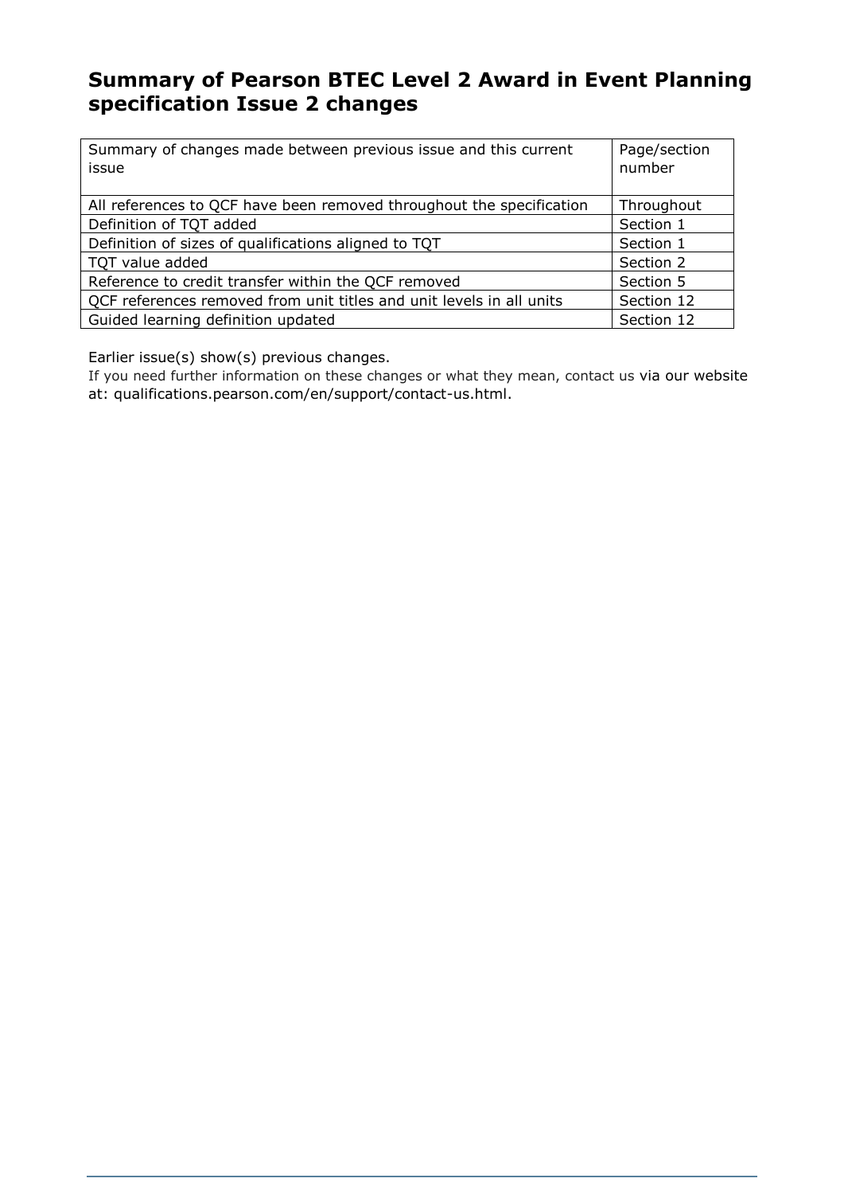## Summary of Pearson BTEC Level 2 Award in Event Planning specification Issue 2 changes

| Summary of changes made between previous issue and this current issue | Page/section number |
|---|---|
| All references to QCF have been removed throughout the specification | Throughout |
| Definition of TQT added | Section 1 |
| Definition of sizes of qualifications aligned to TQT | Section 1 |
| TQT value added | Section 2 |
| Reference to credit transfer within the QCF removed | Section 5 |
| QCF references removed from unit titles and unit levels in all units | Section 12 |
| Guided learning definition updated | Section 12 |

Earlier issue(s) show(s) previous changes.

If you need further information on these changes or what they mean, contact us via our website at: qualifications.pearson.com/en/support/contact-us.html.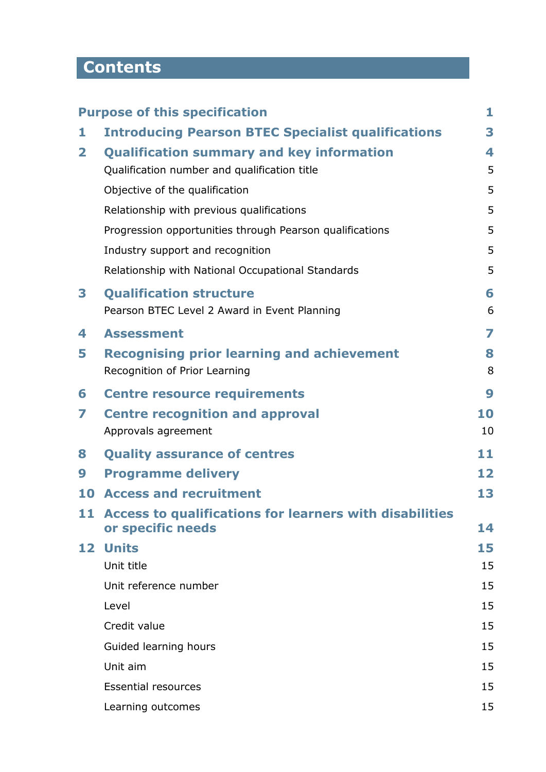# Contents

| | | |
|---|---|---|
| **Purpose of this specification** | | **1** |
| **1** | **Introducing Pearson BTEC Specialist qualifications** | **3** |
| **2** | **Qualification summary and key information** | **4** |
| | Qualification number and qualification title | 5 |
| | Objective of the qualification | 5 |
| | Relationship with previous qualifications | 5 |
| | Progression opportunities through Pearson qualifications | 5 |
| | Industry support and recognition | 5 |
| | Relationship with National Occupational Standards | 5 |
| **3** | **Qualification structure** | **6** |
| | Pearson BTEC Level 2 Award in Event Planning | 6 |
| **4** | **Assessment** | **7** |
| **5** | **Recognising prior learning and achievement** | **8** |
| | Recognition of Prior Learning | 8 |
| **6** | **Centre resource requirements** | **9** |
| **7** | **Centre recognition and approval** | **10** |
| | Approvals agreement | 10 |
| **8** | **Quality assurance of centres** | **11** |
| **9** | **Programme delivery** | **12** |
| **10** | **Access and recruitment** | **13** |
| **11** | **Access to qualifications for learners with disabilities or specific needs** | **14** |
| **12** | **Units** | **15** |
| | Unit title | 15 |
| | Unit reference number | 15 |
| | Level | 15 |
| | Credit value | 15 |
| | Guided learning hours | 15 |
| | Unit aim | 15 |
| | Essential resources | 15 |
| | Learning outcomes | 15 |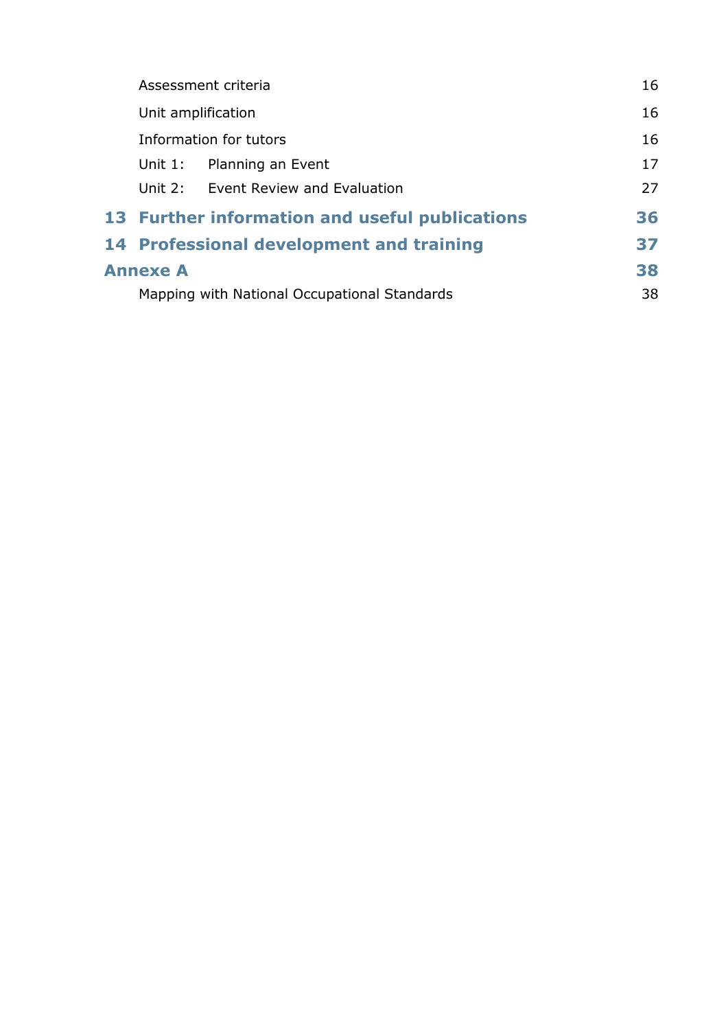| | |
|---|---|
| Assessment criteria | 16 |
| Unit amplification | 16 |
| Information for tutors | 16 |
| Unit 1: Planning an Event | 17 |
| Unit 2: Event Review and Evaluation | 27 |
| **13 Further information and useful publications** | **36** |
| **14 Professional development and training** | **37** |
| **Annexe A** | **38** |
| Mapping with National Occupational Standards | 38 |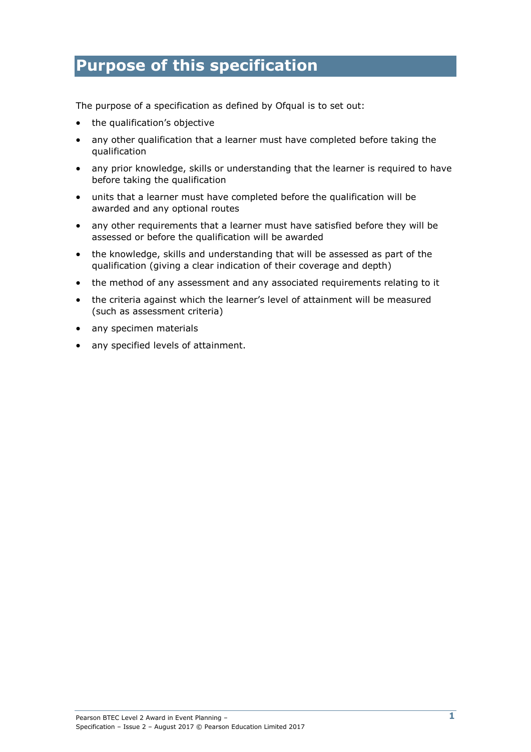# Purpose of this specification

The purpose of a specification as defined by Ofqual is to set out:

- the qualification's objective
- any other qualification that a learner must have completed before taking the qualification
- any prior knowledge, skills or understanding that the learner is required to have before taking the qualification
- units that a learner must have completed before the qualification will be awarded and any optional routes
- any other requirements that a learner must have satisfied before they will be assessed or before the qualification will be awarded
- the knowledge, skills and understanding that will be assessed as part of the qualification (giving a clear indication of their coverage and depth)
- the method of any assessment and any associated requirements relating to it
- the criteria against which the learner's level of attainment will be measured (such as assessment criteria)
- any specimen materials
- any specified levels of attainment.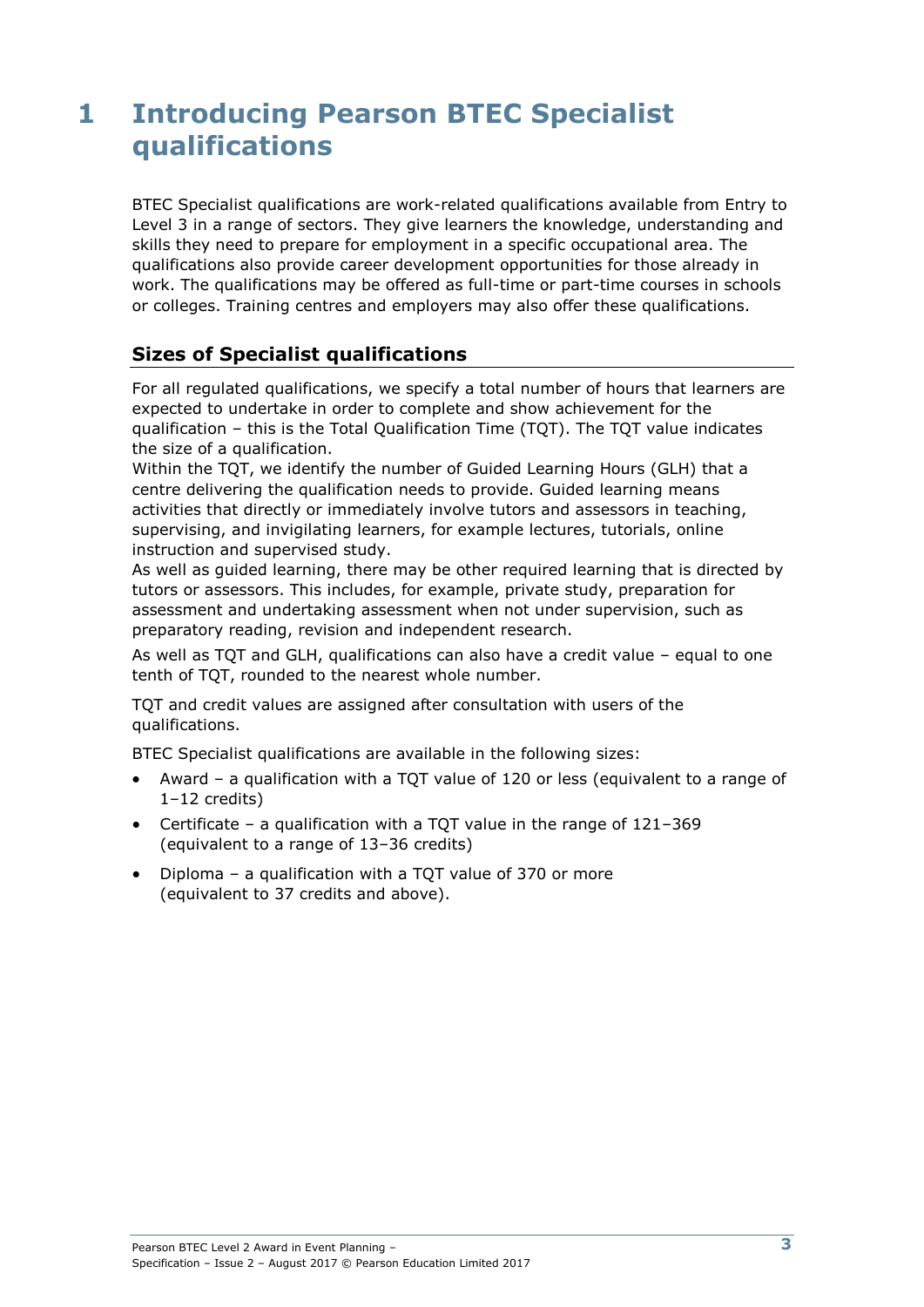# 1 Introducing Pearson BTEC Specialist qualifications

BTEC Specialist qualifications are work-related qualifications available from Entry to Level 3 in a range of sectors. They give learners the knowledge, understanding and skills they need to prepare for employment in a specific occupational area. The qualifications also provide career development opportunities for those already in work. The qualifications may be offered as full-time or part-time courses in schools or colleges. Training centres and employers may also offer these qualifications.

## Sizes of Specialist qualifications

For all regulated qualifications, we specify a total number of hours that learners are expected to undertake in order to complete and show achievement for the qualification – this is the Total Qualification Time (TQT). The TQT value indicates the size of a qualification.

Within the TQT, we identify the number of Guided Learning Hours (GLH) that a centre delivering the qualification needs to provide. Guided learning means activities that directly or immediately involve tutors and assessors in teaching, supervising, and invigilating learners, for example lectures, tutorials, online instruction and supervised study.

As well as guided learning, there may be other required learning that is directed by tutors or assessors. This includes, for example, private study, preparation for assessment and undertaking assessment when not under supervision, such as preparatory reading, revision and independent research.

As well as TQT and GLH, qualifications can also have a credit value – equal to one tenth of TQT, rounded to the nearest whole number.

TQT and credit values are assigned after consultation with users of the qualifications.

BTEC Specialist qualifications are available in the following sizes:

- Award – a qualification with a TQT value of 120 or less (equivalent to a range of 1–12 credits)
- Certificate – a qualification with a TQT value in the range of 121–369 (equivalent to a range of 13–36 credits)
- Diploma – a qualification with a TQT value of 370 or more (equivalent to 37 credits and above).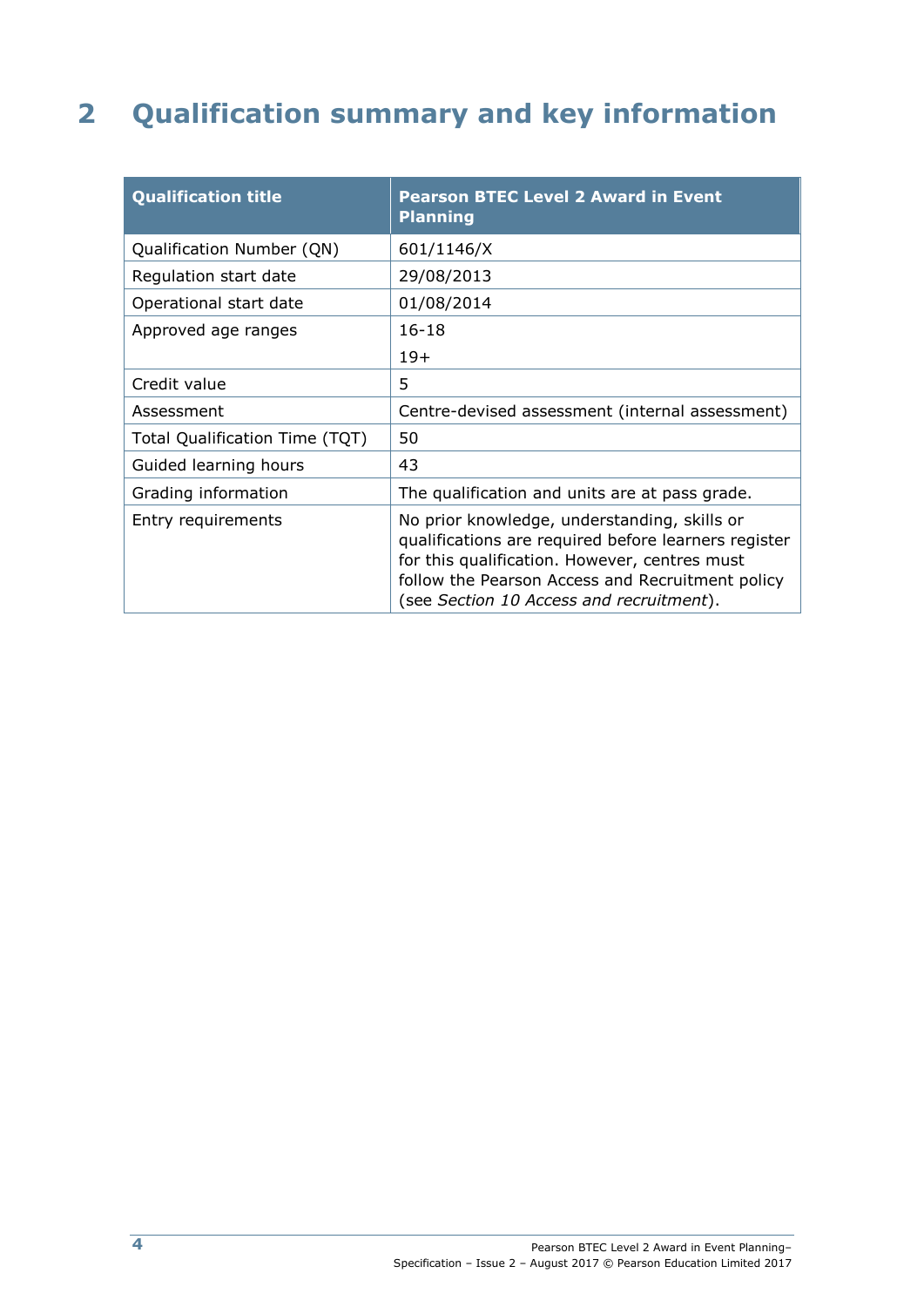# 2 Qualification summary and key information

| Qualification title | Pearson BTEC Level 2 Award in Event Planning |
|---|---|
| Qualification Number (QN) | 601/1146/X |
| Regulation start date | 29/08/2013 |
| Operational start date | 01/08/2014 |
| Approved age ranges | 16-18<br>19+ |
| Credit value | 5 |
| Assessment | Centre-devised assessment (internal assessment) |
| Total Qualification Time (TQT) | 50 |
| Guided learning hours | 43 |
| Grading information | The qualification and units are at pass grade. |
| Entry requirements | No prior knowledge, understanding, skills or qualifications are required before learners register for this qualification. However, centres must follow the Pearson Access and Recruitment policy (see *Section 10 Access and recruitment*). |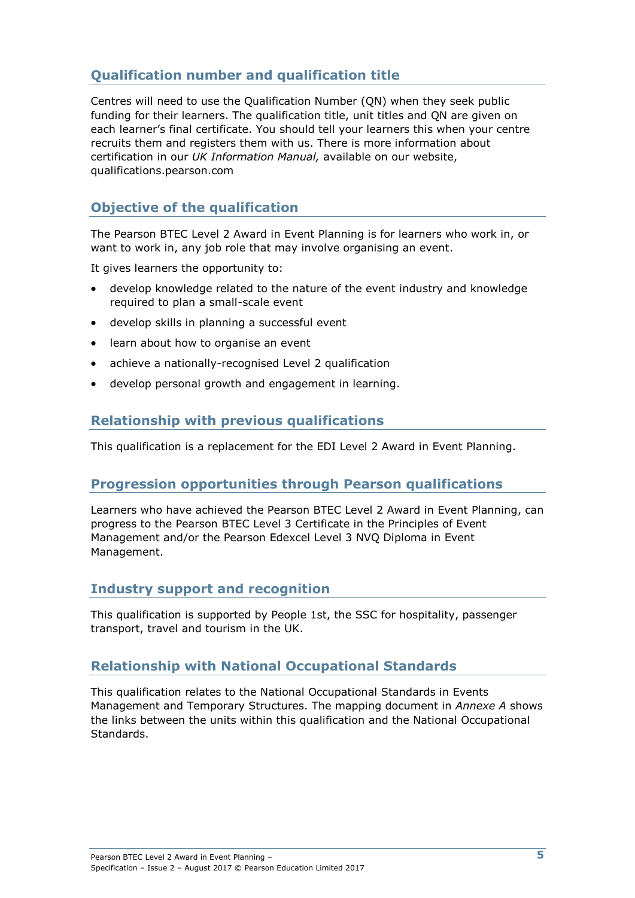## Qualification number and qualification title

Centres will need to use the Qualification Number (QN) when they seek public funding for their learners. The qualification title, unit titles and QN are given on each learner's final certificate. You should tell your learners this when your centre recruits them and registers them with us. There is more information about certification in our *UK Information Manual,* available on our website, qualifications.pearson.com

## Objective of the qualification

The Pearson BTEC Level 2 Award in Event Planning is for learners who work in, or want to work in, any job role that may involve organising an event.

It gives learners the opportunity to:

- develop knowledge related to the nature of the event industry and knowledge required to plan a small-scale event
- develop skills in planning a successful event
- learn about how to organise an event
- achieve a nationally-recognised Level 2 qualification
- develop personal growth and engagement in learning.

## Relationship with previous qualifications

This qualification is a replacement for the EDI Level 2 Award in Event Planning.

## Progression opportunities through Pearson qualifications

Learners who have achieved the Pearson BTEC Level 2 Award in Event Planning, can progress to the Pearson BTEC Level 3 Certificate in the Principles of Event Management and/or the Pearson Edexcel Level 3 NVQ Diploma in Event Management.

## Industry support and recognition

This qualification is supported by People 1st, the SSC for hospitality, passenger transport, travel and tourism in the UK.

## Relationship with National Occupational Standards

This qualification relates to the National Occupational Standards in Events Management and Temporary Structures. The mapping document in *Annexe A* shows the links between the units within this qualification and the National Occupational Standards.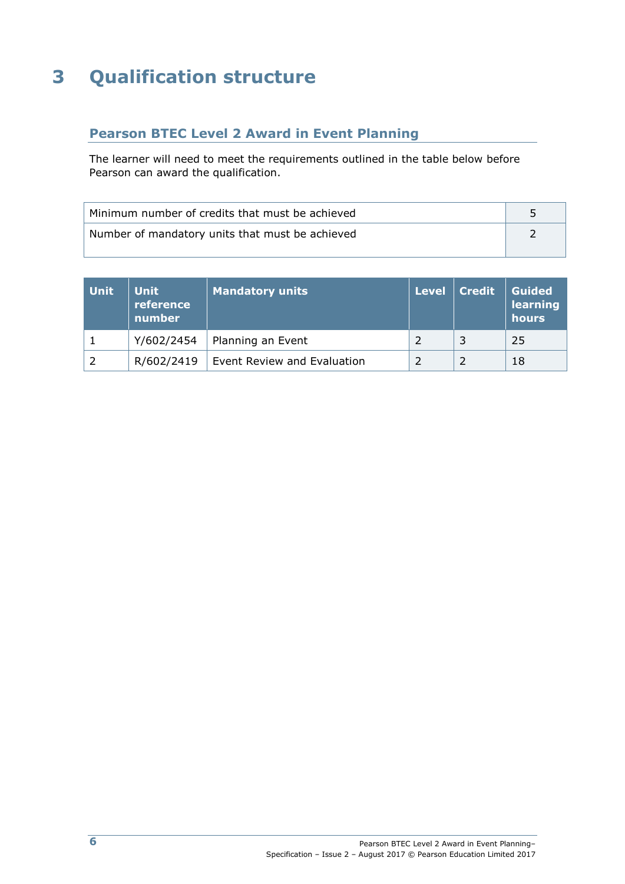# 3 Qualification structure

## Pearson BTEC Level 2 Award in Event Planning

The learner will need to meet the requirements outlined in the table below before Pearson can award the qualification.

| | |
|---|---|
| Minimum number of credits that must be achieved | 5 |
| Number of mandatory units that must be achieved | 2 |

| Unit | Unit reference number | Mandatory units | Level | Credit | Guided learning hours |
|---|---|---|---|---|---|
| 1 | Y/602/2454 | Planning an Event | 2 | 3 | 25 |
| 2 | R/602/2419 | Event Review and Evaluation | 2 | 2 | 18 |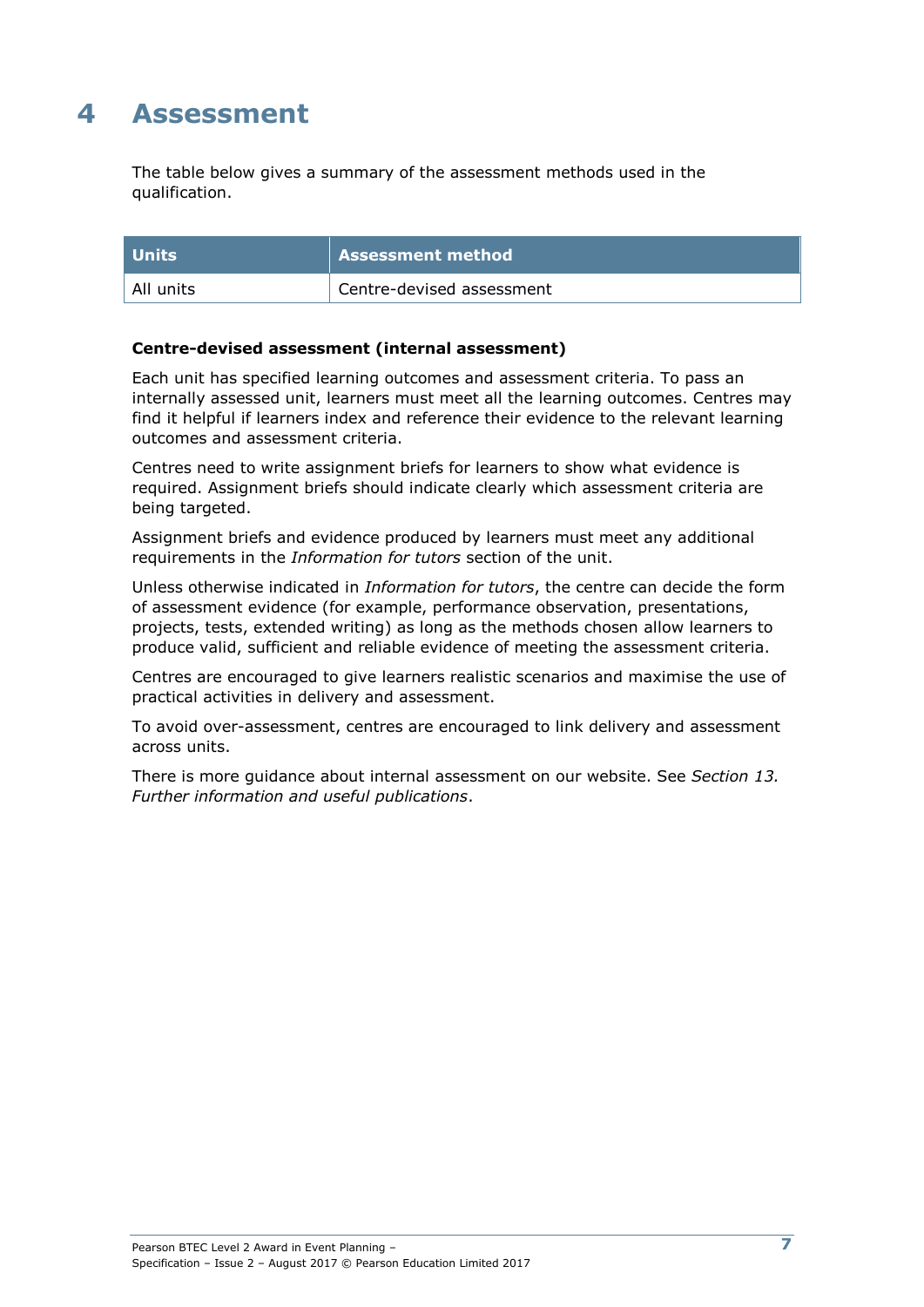# 4 Assessment

The table below gives a summary of the assessment methods used in the qualification.

| Units | Assessment method |
|---|---|
| All units | Centre-devised assessment |

**Centre-devised assessment (internal assessment)**

Each unit has specified learning outcomes and assessment criteria. To pass an internally assessed unit, learners must meet all the learning outcomes. Centres may find it helpful if learners index and reference their evidence to the relevant learning outcomes and assessment criteria.

Centres need to write assignment briefs for learners to show what evidence is required. Assignment briefs should indicate clearly which assessment criteria are being targeted.

Assignment briefs and evidence produced by learners must meet any additional requirements in the *Information for tutors* section of the unit.

Unless otherwise indicated in *Information for tutors*, the centre can decide the form of assessment evidence (for example, performance observation, presentations, projects, tests, extended writing) as long as the methods chosen allow learners to produce valid, sufficient and reliable evidence of meeting the assessment criteria.

Centres are encouraged to give learners realistic scenarios and maximise the use of practical activities in delivery and assessment.

To avoid over-assessment, centres are encouraged to link delivery and assessment across units.

There is more guidance about internal assessment on our website. See *Section 13. Further information and useful publications*.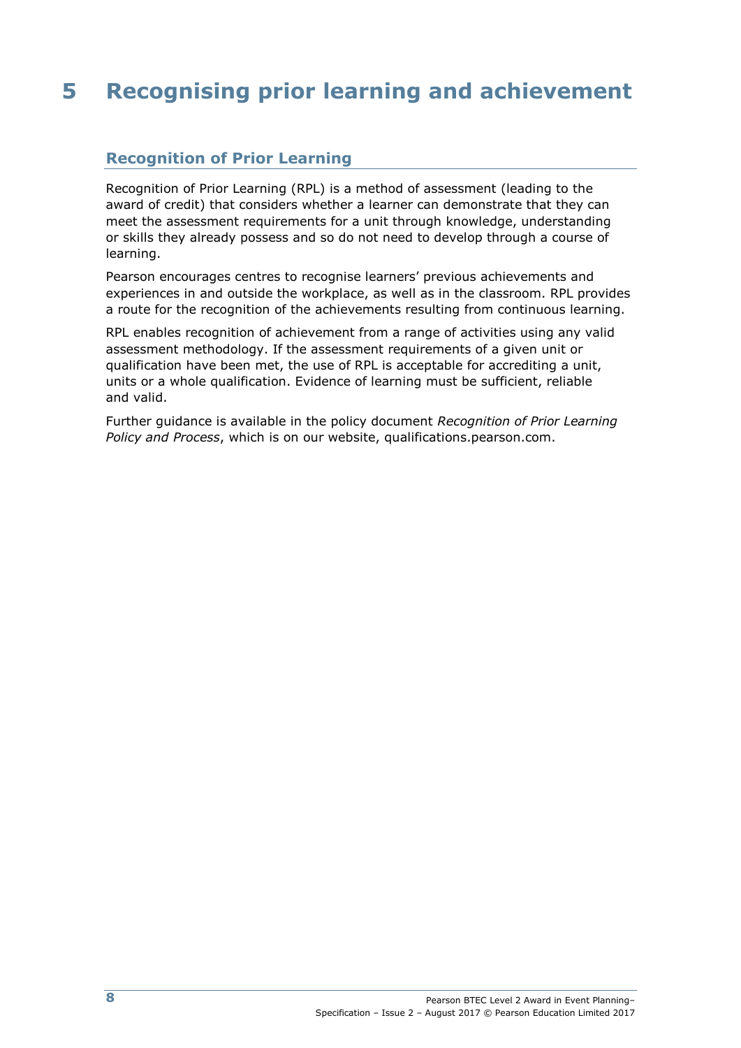# 5 Recognising prior learning and achievement

## Recognition of Prior Learning

Recognition of Prior Learning (RPL) is a method of assessment (leading to the award of credit) that considers whether a learner can demonstrate that they can meet the assessment requirements for a unit through knowledge, understanding or skills they already possess and so do not need to develop through a course of learning.

Pearson encourages centres to recognise learners' previous achievements and experiences in and outside the workplace, as well as in the classroom. RPL provides a route for the recognition of the achievements resulting from continuous learning.

RPL enables recognition of achievement from a range of activities using any valid assessment methodology. If the assessment requirements of a given unit or qualification have been met, the use of RPL is acceptable for accrediting a unit, units or a whole qualification. Evidence of learning must be sufficient, reliable and valid.

Further guidance is available in the policy document *Recognition of Prior Learning Policy and Process*, which is on our website, qualifications.pearson.com.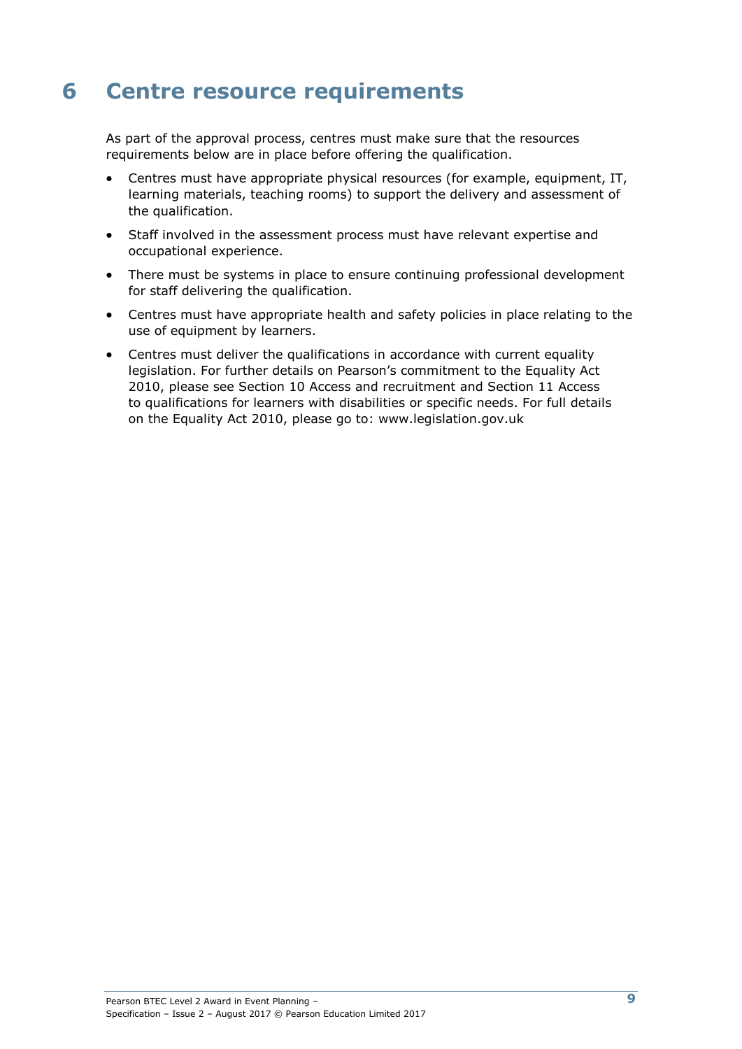# 6 Centre resource requirements

As part of the approval process, centres must make sure that the resources requirements below are in place before offering the qualification.

- Centres must have appropriate physical resources (for example, equipment, IT, learning materials, teaching rooms) to support the delivery and assessment of the qualification.
- Staff involved in the assessment process must have relevant expertise and occupational experience.
- There must be systems in place to ensure continuing professional development for staff delivering the qualification.
- Centres must have appropriate health and safety policies in place relating to the use of equipment by learners.
- Centres must deliver the qualifications in accordance with current equality legislation. For further details on Pearson's commitment to the Equality Act 2010, please see Section 10 Access and recruitment and Section 11 Access to qualifications for learners with disabilities or specific needs. For full details on the Equality Act 2010, please go to: www.legislation.gov.uk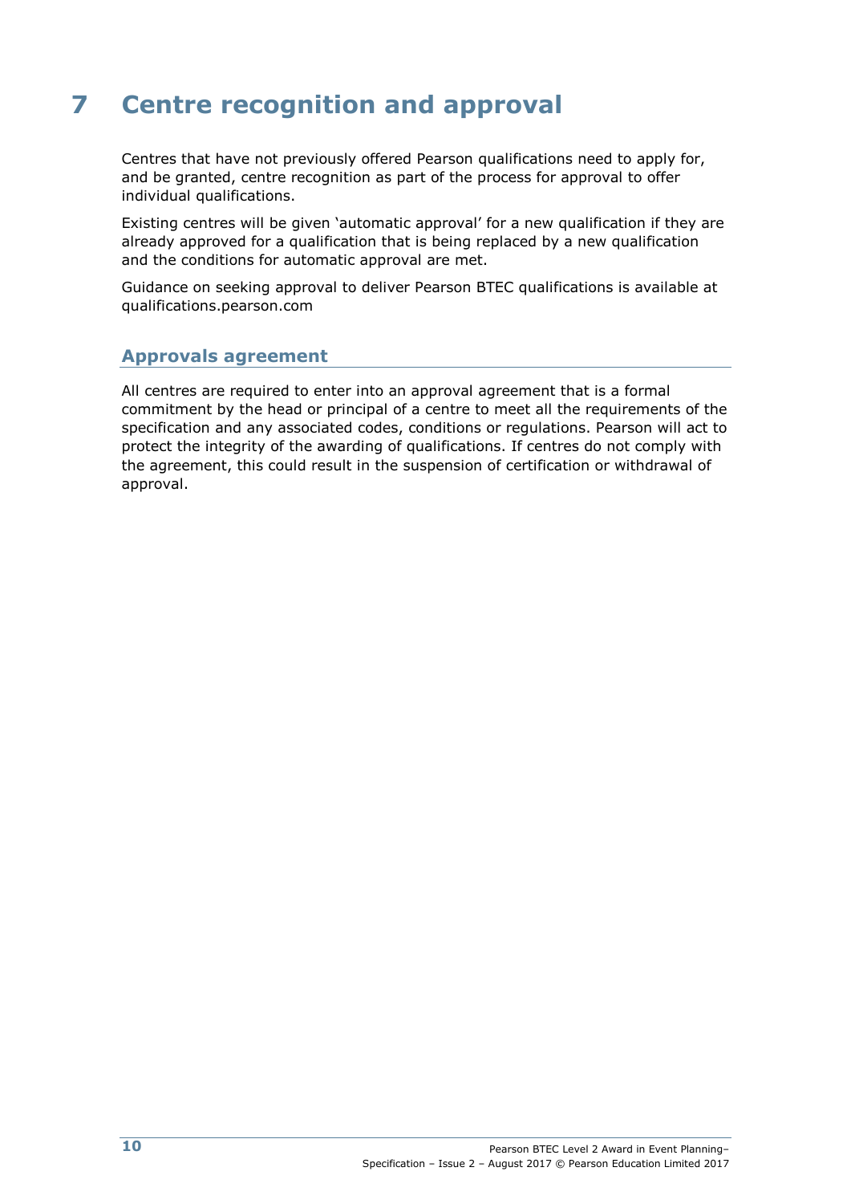# 7 Centre recognition and approval

Centres that have not previously offered Pearson qualifications need to apply for, and be granted, centre recognition as part of the process for approval to offer individual qualifications.

Existing centres will be given 'automatic approval' for a new qualification if they are already approved for a qualification that is being replaced by a new qualification and the conditions for automatic approval are met.

Guidance on seeking approval to deliver Pearson BTEC qualifications is available at qualifications.pearson.com

## Approvals agreement

All centres are required to enter into an approval agreement that is a formal commitment by the head or principal of a centre to meet all the requirements of the specification and any associated codes, conditions or regulations. Pearson will act to protect the integrity of the awarding of qualifications. If centres do not comply with the agreement, this could result in the suspension of certification or withdrawal of approval.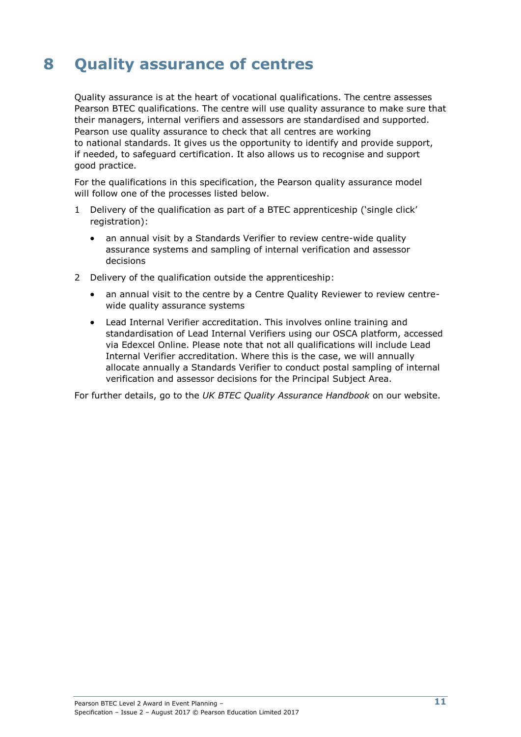# 8 Quality assurance of centres

Quality assurance is at the heart of vocational qualifications. The centre assesses Pearson BTEC qualifications. The centre will use quality assurance to make sure that their managers, internal verifiers and assessors are standardised and supported. Pearson use quality assurance to check that all centres are working to national standards. It gives us the opportunity to identify and provide support, if needed, to safeguard certification. It also allows us to recognise and support good practice.

For the qualifications in this specification, the Pearson quality assurance model will follow one of the processes listed below.

1. Delivery of the qualification as part of a BTEC apprenticeship ('single click' registration):
   - an annual visit by a Standards Verifier to review centre-wide quality assurance systems and sampling of internal verification and assessor decisions
2. Delivery of the qualification outside the apprenticeship:
   - an annual visit to the centre by a Centre Quality Reviewer to review centre-wide quality assurance systems
   - Lead Internal Verifier accreditation. This involves online training and standardisation of Lead Internal Verifiers using our OSCA platform, accessed via Edexcel Online. Please note that not all qualifications will include Lead Internal Verifier accreditation. Where this is the case, we will annually allocate annually a Standards Verifier to conduct postal sampling of internal verification and assessor decisions for the Principal Subject Area.

For further details, go to the *UK BTEC Quality Assurance Handbook* on our website.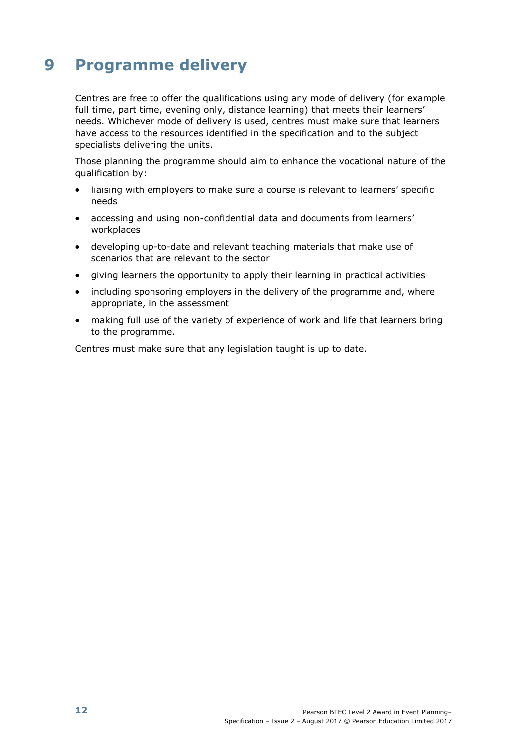# 9 Programme delivery

Centres are free to offer the qualifications using any mode of delivery (for example full time, part time, evening only, distance learning) that meets their learners' needs. Whichever mode of delivery is used, centres must make sure that learners have access to the resources identified in the specification and to the subject specialists delivering the units.

Those planning the programme should aim to enhance the vocational nature of the qualification by:

- liaising with employers to make sure a course is relevant to learners' specific needs
- accessing and using non-confidential data and documents from learners' workplaces
- developing up-to-date and relevant teaching materials that make use of scenarios that are relevant to the sector
- giving learners the opportunity to apply their learning in practical activities
- including sponsoring employers in the delivery of the programme and, where appropriate, in the assessment
- making full use of the variety of experience of work and life that learners bring to the programme.

Centres must make sure that any legislation taught is up to date.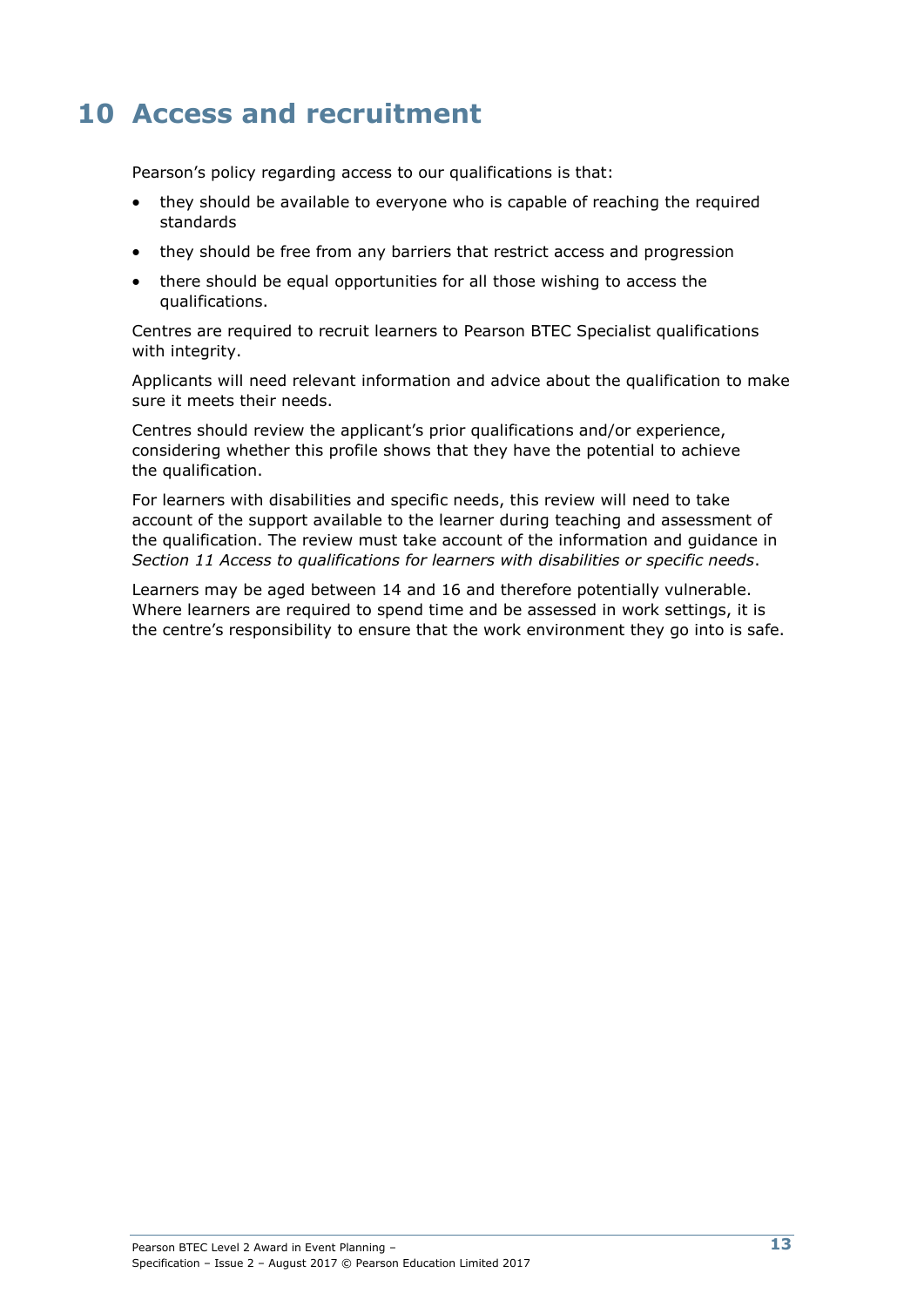# 10 Access and recruitment

Pearson's policy regarding access to our qualifications is that:

- they should be available to everyone who is capable of reaching the required standards
- they should be free from any barriers that restrict access and progression
- there should be equal opportunities for all those wishing to access the qualifications.

Centres are required to recruit learners to Pearson BTEC Specialist qualifications with integrity.

Applicants will need relevant information and advice about the qualification to make sure it meets their needs.

Centres should review the applicant's prior qualifications and/or experience, considering whether this profile shows that they have the potential to achieve the qualification.

For learners with disabilities and specific needs, this review will need to take account of the support available to the learner during teaching and assessment of the qualification. The review must take account of the information and guidance in *Section 11 Access to qualifications for learners with disabilities or specific needs*.

Learners may be aged between 14 and 16 and therefore potentially vulnerable. Where learners are required to spend time and be assessed in work settings, it is the centre's responsibility to ensure that the work environment they go into is safe.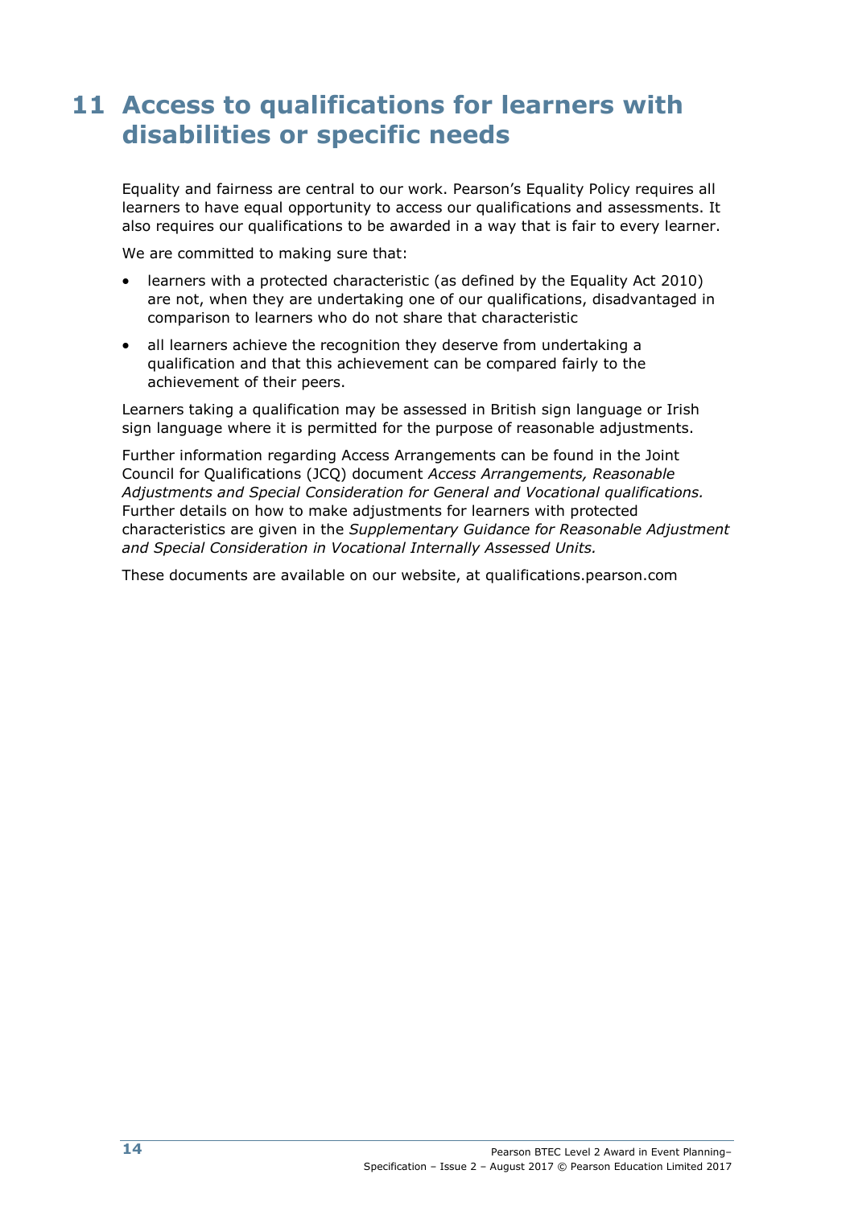# 11 Access to qualifications for learners with disabilities or specific needs

Equality and fairness are central to our work. Pearson's Equality Policy requires all learners to have equal opportunity to access our qualifications and assessments. It also requires our qualifications to be awarded in a way that is fair to every learner.

We are committed to making sure that:

- learners with a protected characteristic (as defined by the Equality Act 2010) are not, when they are undertaking one of our qualifications, disadvantaged in comparison to learners who do not share that characteristic
- all learners achieve the recognition they deserve from undertaking a qualification and that this achievement can be compared fairly to the achievement of their peers.

Learners taking a qualification may be assessed in British sign language or Irish sign language where it is permitted for the purpose of reasonable adjustments.

Further information regarding Access Arrangements can be found in the Joint Council for Qualifications (JCQ) document *Access Arrangements, Reasonable Adjustments and Special Consideration for General and Vocational qualifications.* Further details on how to make adjustments for learners with protected characteristics are given in the *Supplementary Guidance for Reasonable Adjustment and Special Consideration in Vocational Internally Assessed Units.*

These documents are available on our website, at qualifications.pearson.com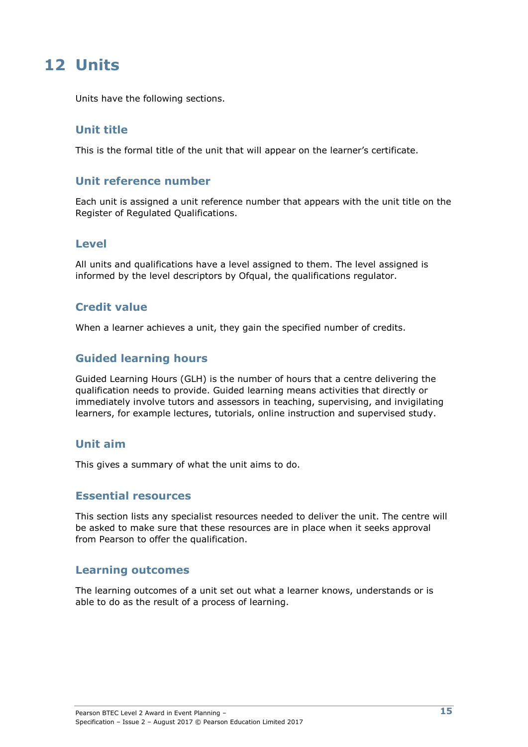# 12 Units

Units have the following sections.

## Unit title

This is the formal title of the unit that will appear on the learner's certificate.

## Unit reference number

Each unit is assigned a unit reference number that appears with the unit title on the Register of Regulated Qualifications.

## Level

All units and qualifications have a level assigned to them. The level assigned is informed by the level descriptors by Ofqual, the qualifications regulator.

## Credit value

When a learner achieves a unit, they gain the specified number of credits.

## Guided learning hours

Guided Learning Hours (GLH) is the number of hours that a centre delivering the qualification needs to provide. Guided learning means activities that directly or immediately involve tutors and assessors in teaching, supervising, and invigilating learners, for example lectures, tutorials, online instruction and supervised study.

## Unit aim

This gives a summary of what the unit aims to do.

## Essential resources

This section lists any specialist resources needed to deliver the unit. The centre will be asked to make sure that these resources are in place when it seeks approval from Pearson to offer the qualification.

## Learning outcomes

The learning outcomes of a unit set out what a learner knows, understands or is able to do as the result of a process of learning.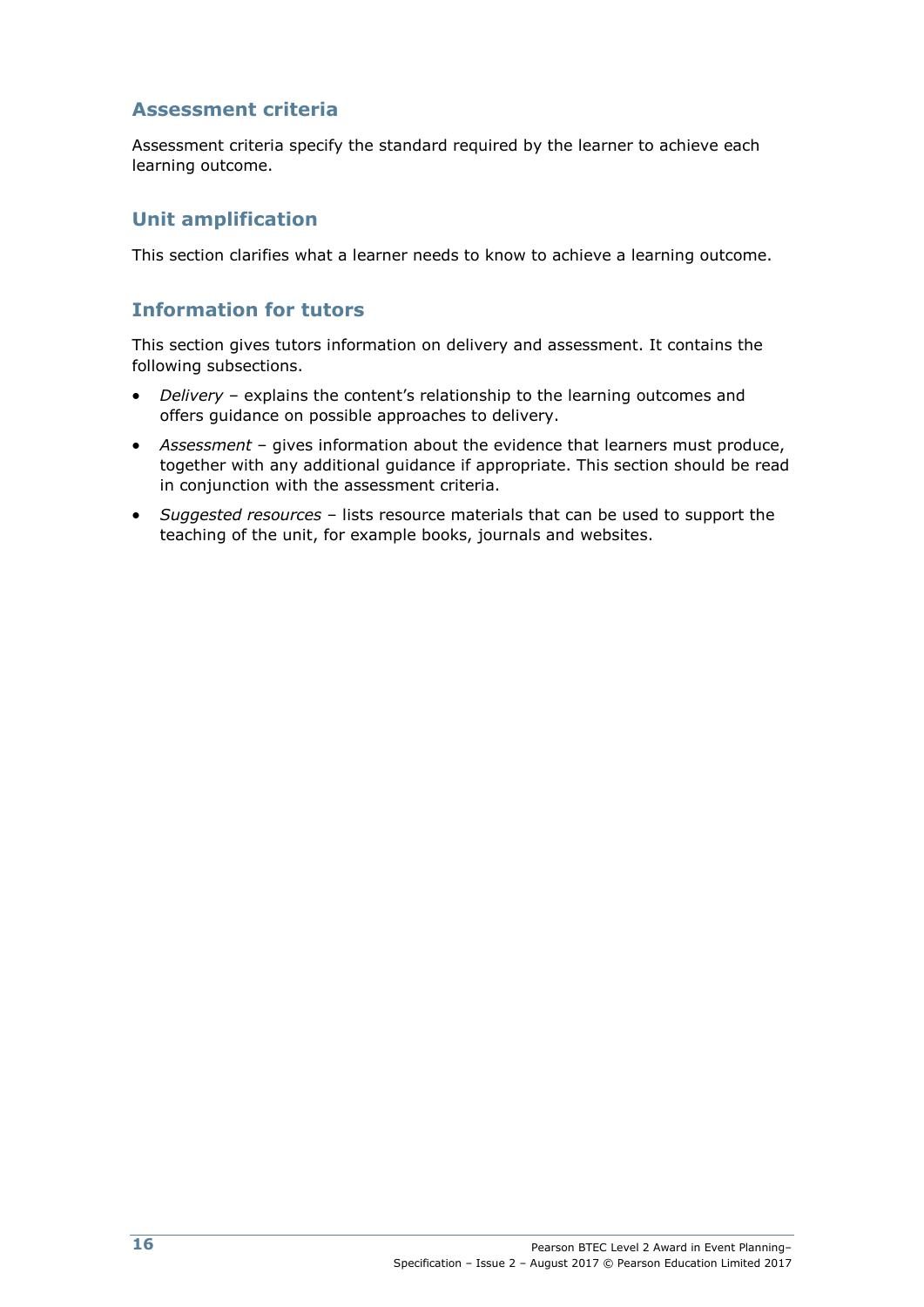### Assessment criteria

Assessment criteria specify the standard required by the learner to achieve each learning outcome.

### Unit amplification

This section clarifies what a learner needs to know to achieve a learning outcome.

### Information for tutors

This section gives tutors information on delivery and assessment. It contains the following subsections.

- *Delivery* – explains the content's relationship to the learning outcomes and offers guidance on possible approaches to delivery.
- *Assessment* – gives information about the evidence that learners must produce, together with any additional guidance if appropriate. This section should be read in conjunction with the assessment criteria.
- *Suggested resources* – lists resource materials that can be used to support the teaching of the unit, for example books, journals and websites.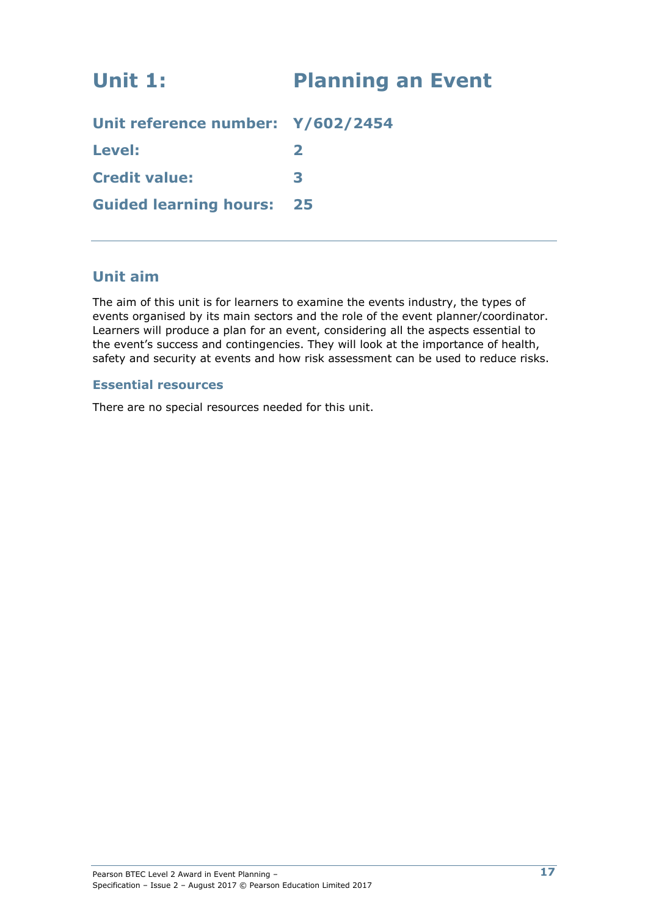# Unit 1: Planning an Event

**Unit reference number:** Y/602/2454

**Level:** 2

**Credit value:** 3

**Guided learning hours:** 25

---

## Unit aim

The aim of this unit is for learners to examine the events industry, the types of events organised by its main sectors and the role of the event planner/coordinator. Learners will produce a plan for an event, considering all the aspects essential to the event's success and contingencies. They will look at the importance of health, safety and security at events and how risk assessment can be used to reduce risks.

### Essential resources

There are no special resources needed for this unit.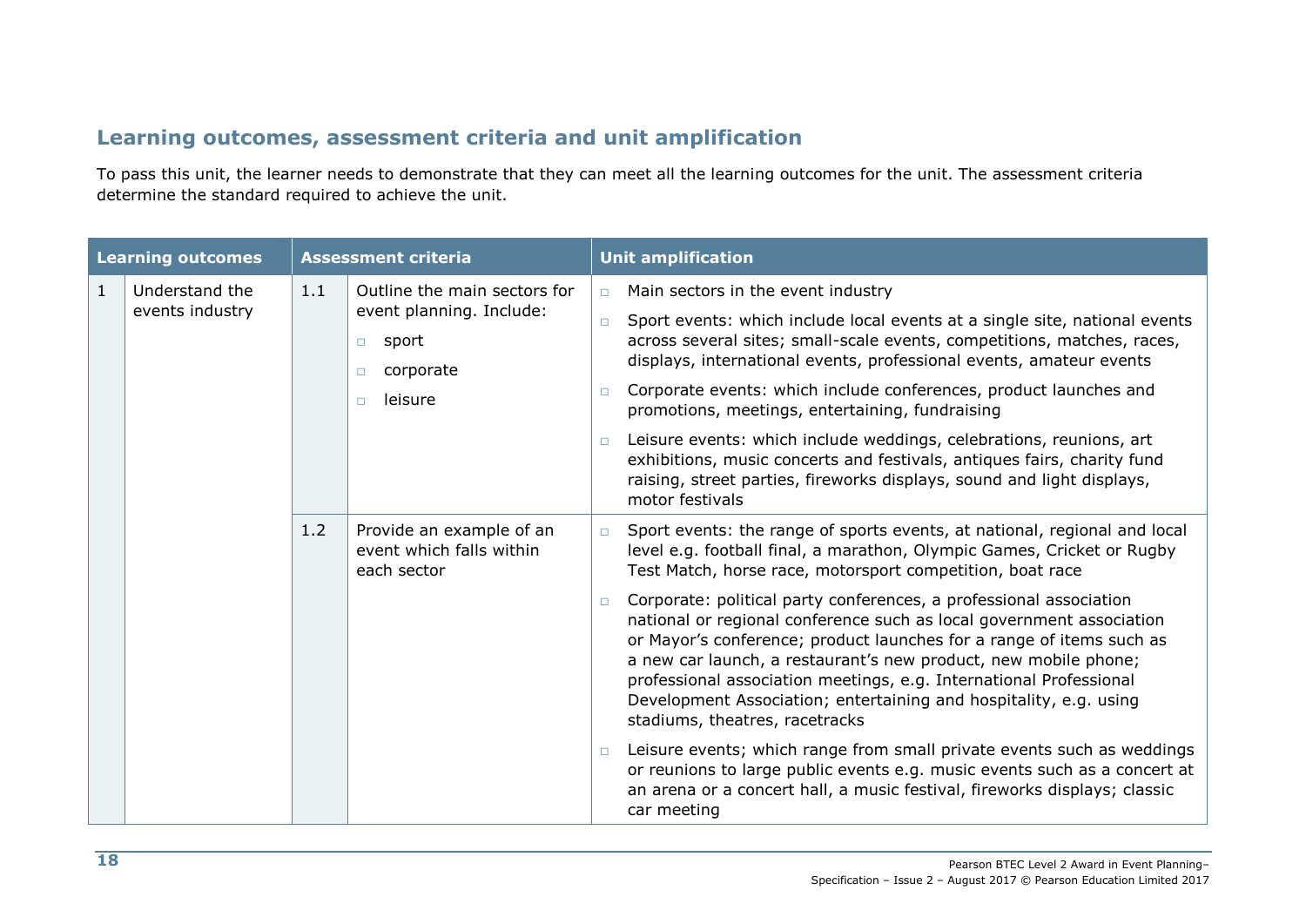## Learning outcomes, assessment criteria and unit amplification

To pass this unit, the learner needs to demonstrate that they can meet all the learning outcomes for the unit. The assessment criteria determine the standard required to achieve the unit.

| Learning outcomes | | Assessment criteria | | Unit amplification |
|---|---|---|---|---|
| 1 | Understand the events industry | 1.1 | Outline the main sectors for event planning. Include:<br>□ sport<br>□ corporate<br>□ leisure | □ Main sectors in the event industry<br>□ Sport events: which include local events at a single site, national events across several sites; small-scale events, competitions, matches, races, displays, international events, professional events, amateur events<br>□ Corporate events: which include conferences, product launches and promotions, meetings, entertaining, fundraising<br>□ Leisure events: which include weddings, celebrations, reunions, art exhibitions, music concerts and festivals, antiques fairs, charity fund raising, street parties, fireworks displays, sound and light displays, motor festivals |
| | | 1.2 | Provide an example of an event which falls within each sector | □ Sport events: the range of sports events, at national, regional and local level e.g. football final, a marathon, Olympic Games, Cricket or Rugby Test Match, horse race, motorsport competition, boat race<br>□ Corporate: political party conferences, a professional association national or regional conference such as local government association or Mayor's conference; product launches for a range of items such as a new car launch, a restaurant's new product, new mobile phone; professional association meetings, e.g. International Professional Development Association; entertaining and hospitality, e.g. using stadiums, theatres, racetracks<br>□ Leisure events; which range from small private events such as weddings or reunions to large public events e.g. music events such as a concert at an arena or a concert hall, a music festival, fireworks displays; classic car meeting |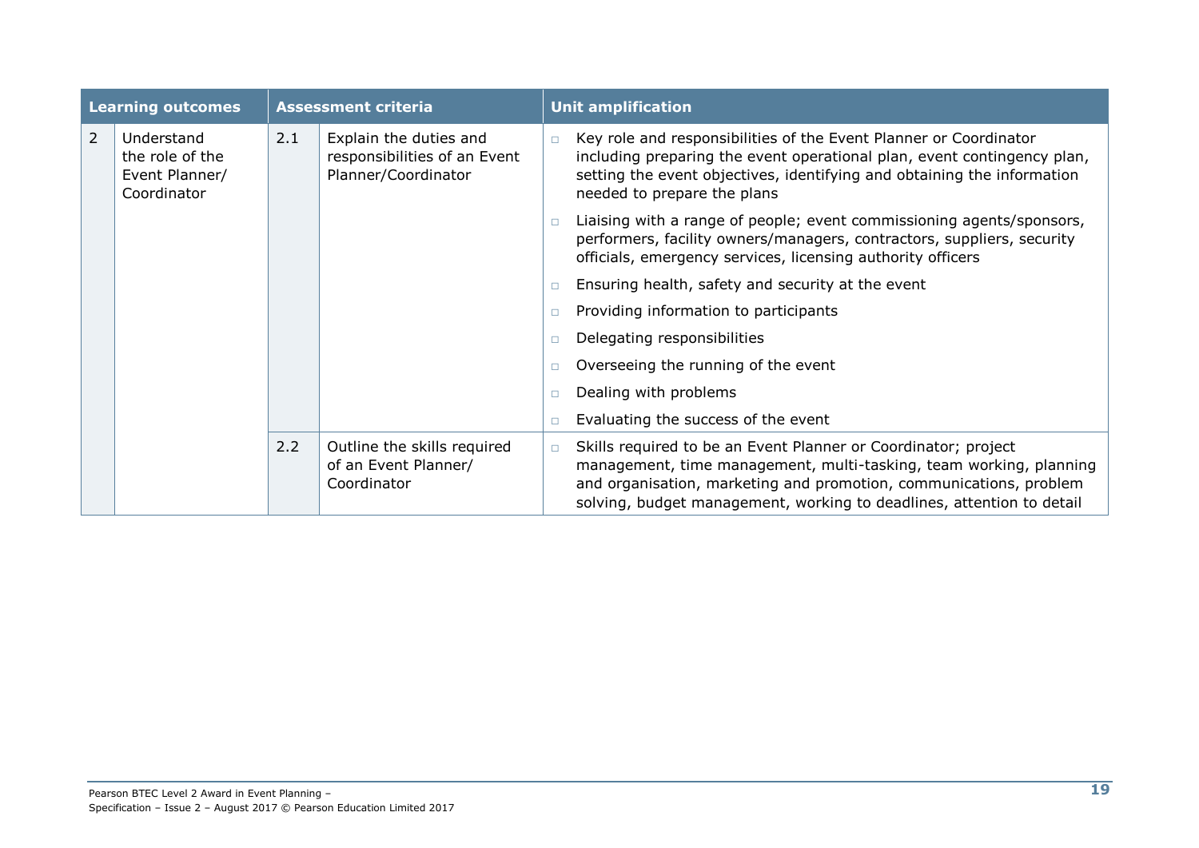| Learning outcomes | | Assessment criteria | | Unit amplification |
|---|---|---|---|---|
| 2 | Understand the role of the Event Planner/ Coordinator | 2.1 | Explain the duties and responsibilities of an Event Planner/Coordinator | □ Key role and responsibilities of the Event Planner or Coordinator including preparing the event operational plan, event contingency plan, setting the event objectives, identifying and obtaining the information needed to prepare the plans<br>□ Liaising with a range of people; event commissioning agents/sponsors, performers, facility owners/managers, contractors, suppliers, security officials, emergency services, licensing authority officers<br>□ Ensuring health, safety and security at the event<br>□ Providing information to participants<br>□ Delegating responsibilities<br>□ Overseeing the running of the event<br>□ Dealing with problems<br>□ Evaluating the success of the event |
| | | 2.2 | Outline the skills required of an Event Planner/ Coordinator | □ Skills required to be an Event Planner or Coordinator; project management, time management, multi-tasking, team working, planning and organisation, marketing and promotion, communications, problem solving, budget management, working to deadlines, attention to detail |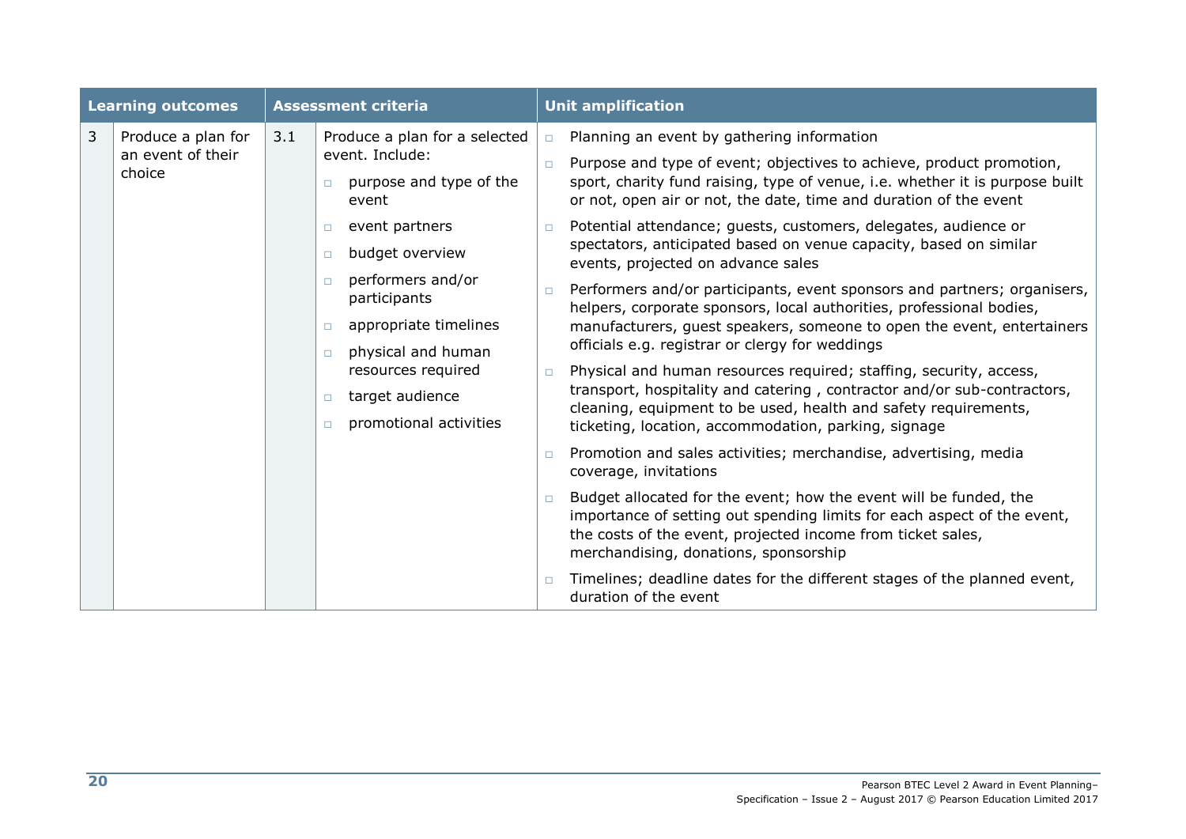| Learning outcomes | | Assessment criteria | | Unit amplification |
|---|---|---|---|---|
| 3 | Produce a plan for an event of their choice | 3.1 | Produce a plan for a selected event. Include:<br>▫ purpose and type of the event<br>▫ event partners<br>▫ budget overview<br>▫ performers and/or participants<br>▫ appropriate timelines<br>▫ physical and human resources required<br>▫ target audience<br>▫ promotional activities | ▫ Planning an event by gathering information<br>▫ Purpose and type of event; objectives to achieve, product promotion, sport, charity fund raising, type of venue, i.e. whether it is purpose built or not, open air or not, the date, time and duration of the event<br>▫ Potential attendance; guests, customers, delegates, audience or spectators, anticipated based on venue capacity, based on similar events, projected on advance sales<br>▫ Performers and/or participants, event sponsors and partners; organisers, helpers, corporate sponsors, local authorities, professional bodies, manufacturers, guest speakers, someone to open the event, entertainers officials e.g. registrar or clergy for weddings<br>▫ Physical and human resources required; staffing, security, access, transport, hospitality and catering , contractor and/or sub-contractors, cleaning, equipment to be used, health and safety requirements, ticketing, location, accommodation, parking, signage<br>▫ Promotion and sales activities; merchandise, advertising, media coverage, invitations<br>▫ Budget allocated for the event; how the event will be funded, the importance of setting out spending limits for each aspect of the event, the costs of the event, projected income from ticket sales, merchandising, donations, sponsorship<br>▫ Timelines; deadline dates for the different stages of the planned event, duration of the event |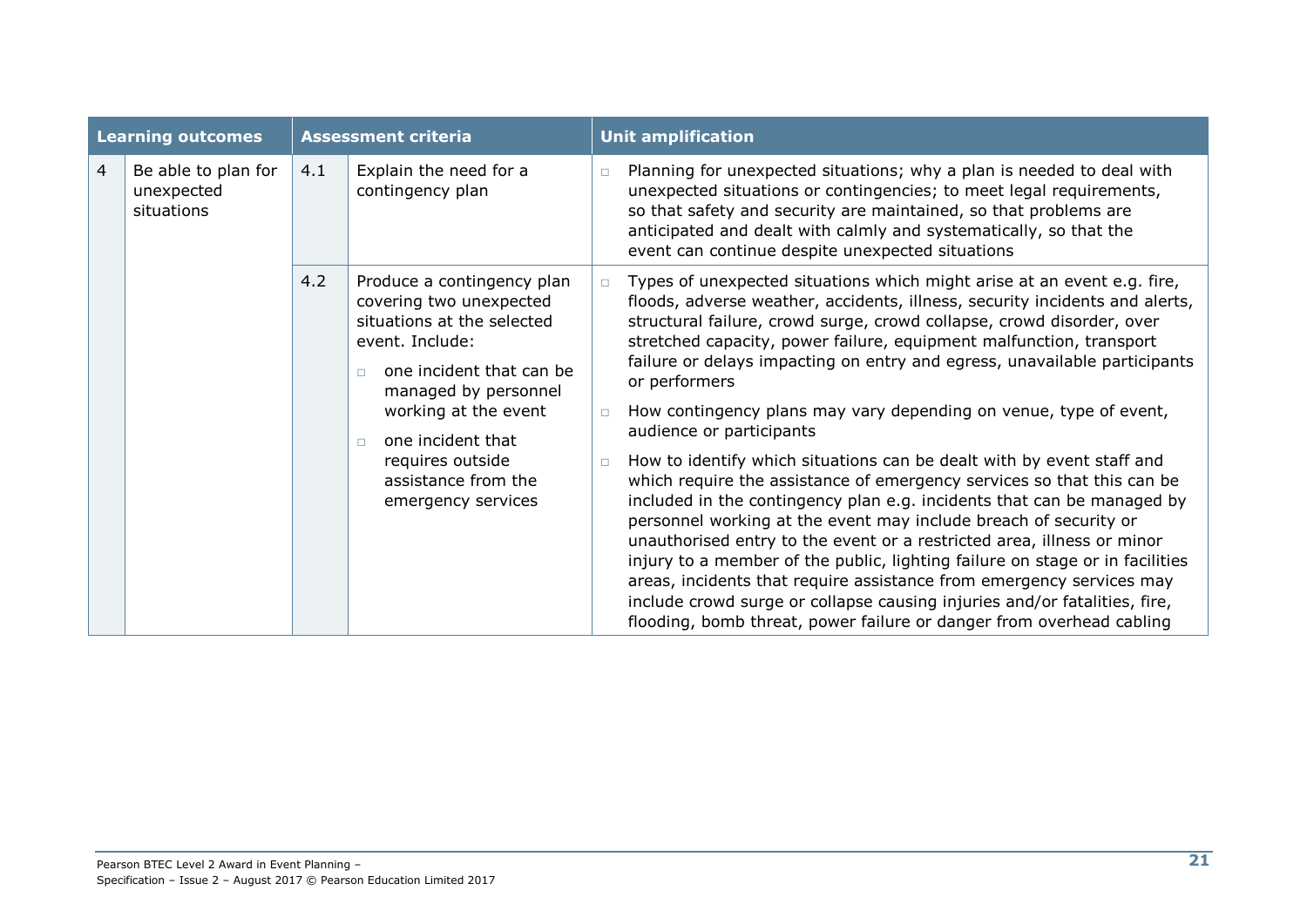| Learning outcomes | | Assessment criteria | | Unit amplification |
|---|---|---|---|---|
| 4 | Be able to plan for unexpected situations | 4.1 | Explain the need for a contingency plan | - Planning for unexpected situations; why a plan is needed to deal with unexpected situations or contingencies; to meet legal requirements, so that safety and security are maintained, so that problems are anticipated and dealt with calmly and systematically, so that the event can continue despite unexpected situations |
| | | 4.2 | Produce a contingency plan covering two unexpected situations at the selected event. Include: <br> - one incident that can be managed by personnel working at the event <br> - one incident that requires outside assistance from the emergency services | - Types of unexpected situations which might arise at an event e.g. fire, floods, adverse weather, accidents, illness, security incidents and alerts, structural failure, crowd surge, crowd collapse, crowd disorder, over stretched capacity, power failure, equipment malfunction, transport failure or delays impacting on entry and egress, unavailable participants or performers <br> - How contingency plans may vary depending on venue, type of event, audience or participants <br> - How to identify which situations can be dealt with by event staff and which require the assistance of emergency services so that this can be included in the contingency plan e.g. incidents that can be managed by personnel working at the event may include breach of security or unauthorised entry to the event or a restricted area, illness or minor injury to a member of the public, lighting failure on stage or in facilities areas, incidents that require assistance from emergency services may include crowd surge or collapse causing injuries and/or fatalities, fire, flooding, bomb threat, power failure or danger from overhead cabling |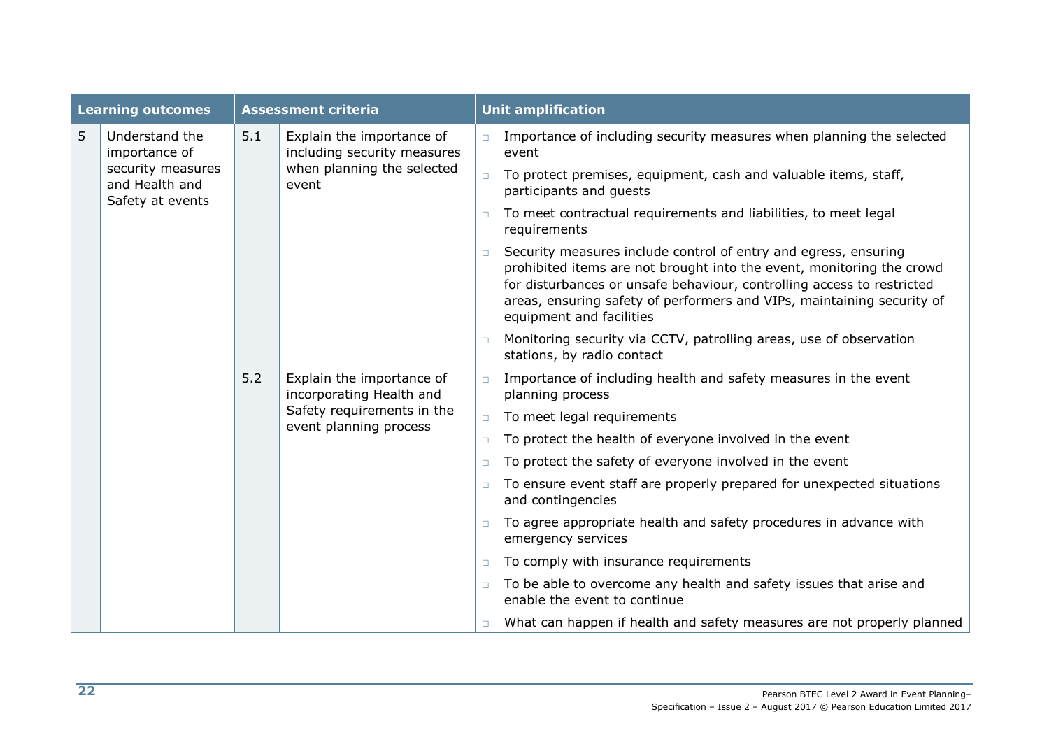| Learning outcomes | | Assessment criteria | | Unit amplification |
|---|---|---|---|---|
| 5 | Understand the importance of security measures and Health and Safety at events | 5.1 | Explain the importance of including security measures when planning the selected event | □ Importance of including security measures when planning the selected event<br>□ To protect premises, equipment, cash and valuable items, staff, participants and guests<br>□ To meet contractual requirements and liabilities, to meet legal requirements<br>□ Security measures include control of entry and egress, ensuring prohibited items are not brought into the event, monitoring the crowd for disturbances or unsafe behaviour, controlling access to restricted areas, ensuring safety of performers and VIPs, maintaining security of equipment and facilities<br>□ Monitoring security via CCTV, patrolling areas, use of observation stations, by radio contact |
| | | 5.2 | Explain the importance of incorporating Health and Safety requirements in the event planning process | □ Importance of including health and safety measures in the event planning process<br>□ To meet legal requirements<br>□ To protect the health of everyone involved in the event<br>□ To protect the safety of everyone involved in the event<br>□ To ensure event staff are properly prepared for unexpected situations and contingencies<br>□ To agree appropriate health and safety procedures in advance with emergency services<br>□ To comply with insurance requirements<br>□ To be able to overcome any health and safety issues that arise and enable the event to continue<br>□ What can happen if health and safety measures are not properly planned |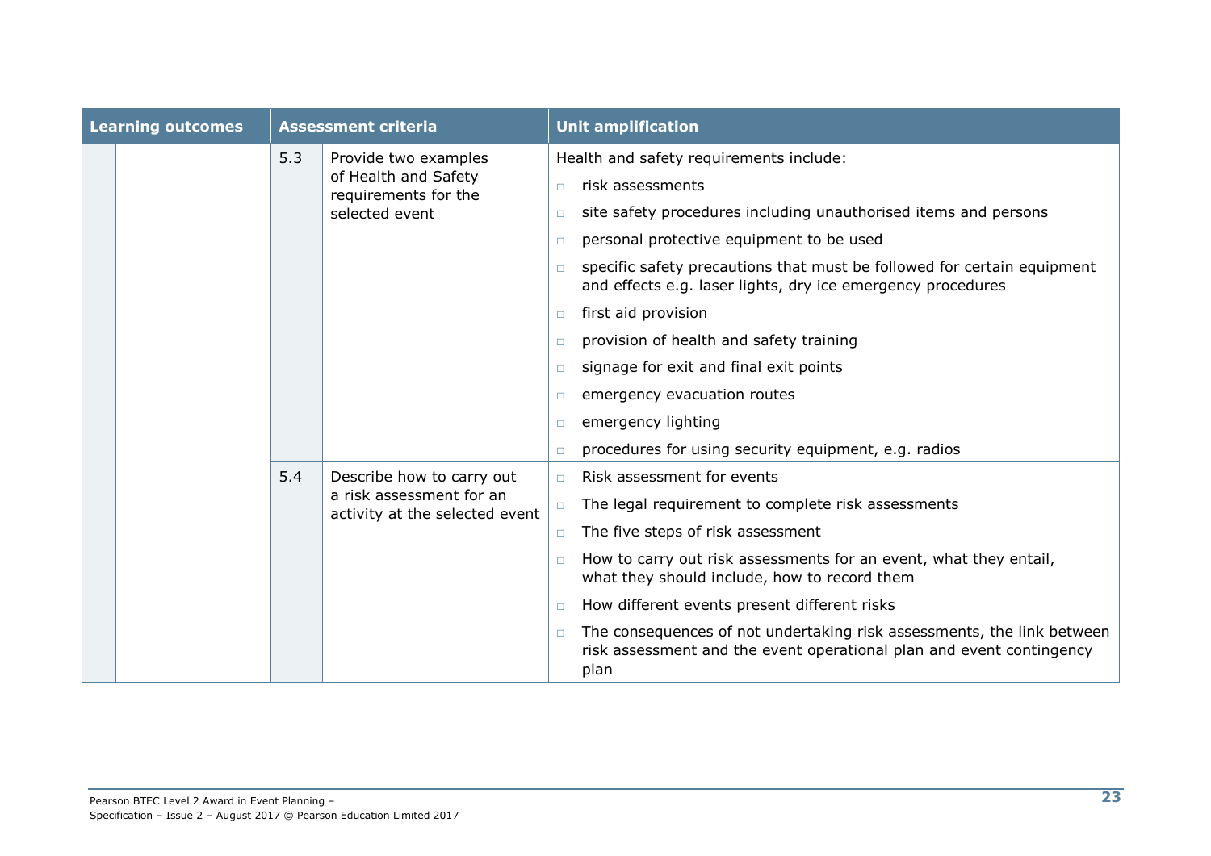| Learning outcomes | | Assessment criteria | | Unit amplification |
|---|---|---|---|---|
| | | 5.3 | Provide two examples of Health and Safety requirements for the selected event | Health and safety requirements include:<br>□ risk assessments<br>□ site safety procedures including unauthorised items and persons<br>□ personal protective equipment to be used<br>□ specific safety precautions that must be followed for certain equipment and effects e.g. laser lights, dry ice emergency procedures<br>□ first aid provision<br>□ provision of health and safety training<br>□ signage for exit and final exit points<br>□ emergency evacuation routes<br>□ emergency lighting<br>□ procedures for using security equipment, e.g. radios |
| | | 5.4 | Describe how to carry out a risk assessment for an activity at the selected event | □ Risk assessment for events<br>□ The legal requirement to complete risk assessments<br>□ The five steps of risk assessment<br>□ How to carry out risk assessments for an event, what they entail, what they should include, how to record them<br>□ How different events present different risks<br>□ The consequences of not undertaking risk assessments, the link between risk assessment and the event operational plan and event contingency plan |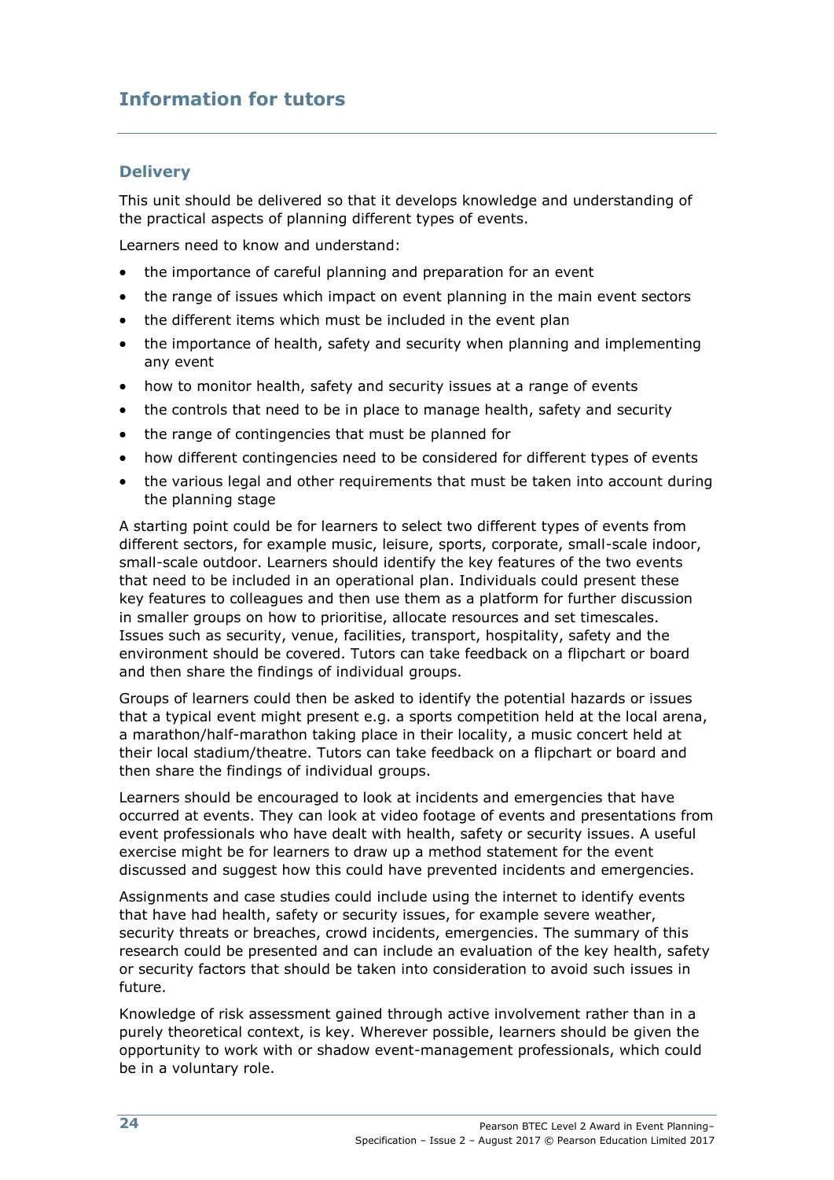# Information for tutors

## Delivery

This unit should be delivered so that it develops knowledge and understanding of the practical aspects of planning different types of events.

Learners need to know and understand:

- the importance of careful planning and preparation for an event
- the range of issues which impact on event planning in the main event sectors
- the different items which must be included in the event plan
- the importance of health, safety and security when planning and implementing any event
- how to monitor health, safety and security issues at a range of events
- the controls that need to be in place to manage health, safety and security
- the range of contingencies that must be planned for
- how different contingencies need to be considered for different types of events
- the various legal and other requirements that must be taken into account during the planning stage

A starting point could be for learners to select two different types of events from different sectors, for example music, leisure, sports, corporate, small-scale indoor, small-scale outdoor. Learners should identify the key features of the two events that need to be included in an operational plan. Individuals could present these key features to colleagues and then use them as a platform for further discussion in smaller groups on how to prioritise, allocate resources and set timescales. Issues such as security, venue, facilities, transport, hospitality, safety and the environment should be covered. Tutors can take feedback on a flipchart or board and then share the findings of individual groups.

Groups of learners could then be asked to identify the potential hazards or issues that a typical event might present e.g. a sports competition held at the local arena, a marathon/half-marathon taking place in their locality, a music concert held at their local stadium/theatre. Tutors can take feedback on a flipchart or board and then share the findings of individual groups.

Learners should be encouraged to look at incidents and emergencies that have occurred at events. They can look at video footage of events and presentations from event professionals who have dealt with health, safety or security issues. A useful exercise might be for learners to draw up a method statement for the event discussed and suggest how this could have prevented incidents and emergencies.

Assignments and case studies could include using the internet to identify events that have had health, safety or security issues, for example severe weather, security threats or breaches, crowd incidents, emergencies. The summary of this research could be presented and can include an evaluation of the key health, safety or security factors that should be taken into consideration to avoid such issues in future.

Knowledge of risk assessment gained through active involvement rather than in a purely theoretical context, is key. Wherever possible, learners should be given the opportunity to work with or shadow event-management professionals, which could be in a voluntary role.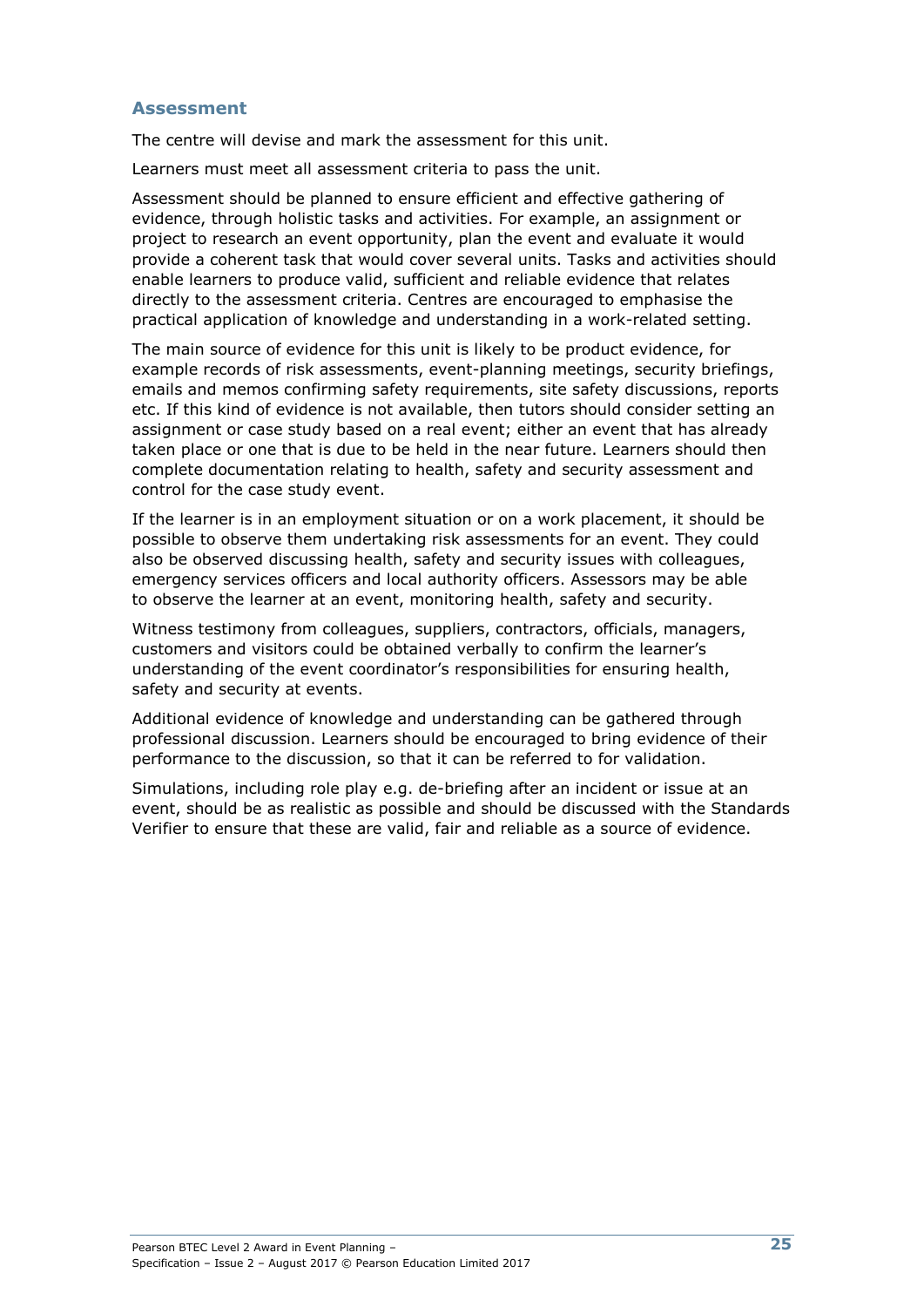## Assessment

The centre will devise and mark the assessment for this unit.

Learners must meet all assessment criteria to pass the unit.

Assessment should be planned to ensure efficient and effective gathering of evidence, through holistic tasks and activities. For example, an assignment or project to research an event opportunity, plan the event and evaluate it would provide a coherent task that would cover several units. Tasks and activities should enable learners to produce valid, sufficient and reliable evidence that relates directly to the assessment criteria. Centres are encouraged to emphasise the practical application of knowledge and understanding in a work-related setting.

The main source of evidence for this unit is likely to be product evidence, for example records of risk assessments, event-planning meetings, security briefings, emails and memos confirming safety requirements, site safety discussions, reports etc. If this kind of evidence is not available, then tutors should consider setting an assignment or case study based on a real event; either an event that has already taken place or one that is due to be held in the near future. Learners should then complete documentation relating to health, safety and security assessment and control for the case study event.

If the learner is in an employment situation or on a work placement, it should be possible to observe them undertaking risk assessments for an event. They could also be observed discussing health, safety and security issues with colleagues, emergency services officers and local authority officers. Assessors may be able to observe the learner at an event, monitoring health, safety and security.

Witness testimony from colleagues, suppliers, contractors, officials, managers, customers and visitors could be obtained verbally to confirm the learner's understanding of the event coordinator's responsibilities for ensuring health, safety and security at events.

Additional evidence of knowledge and understanding can be gathered through professional discussion. Learners should be encouraged to bring evidence of their performance to the discussion, so that it can be referred to for validation.

Simulations, including role play e.g. de-briefing after an incident or issue at an event, should be as realistic as possible and should be discussed with the Standards Verifier to ensure that these are valid, fair and reliable as a source of evidence.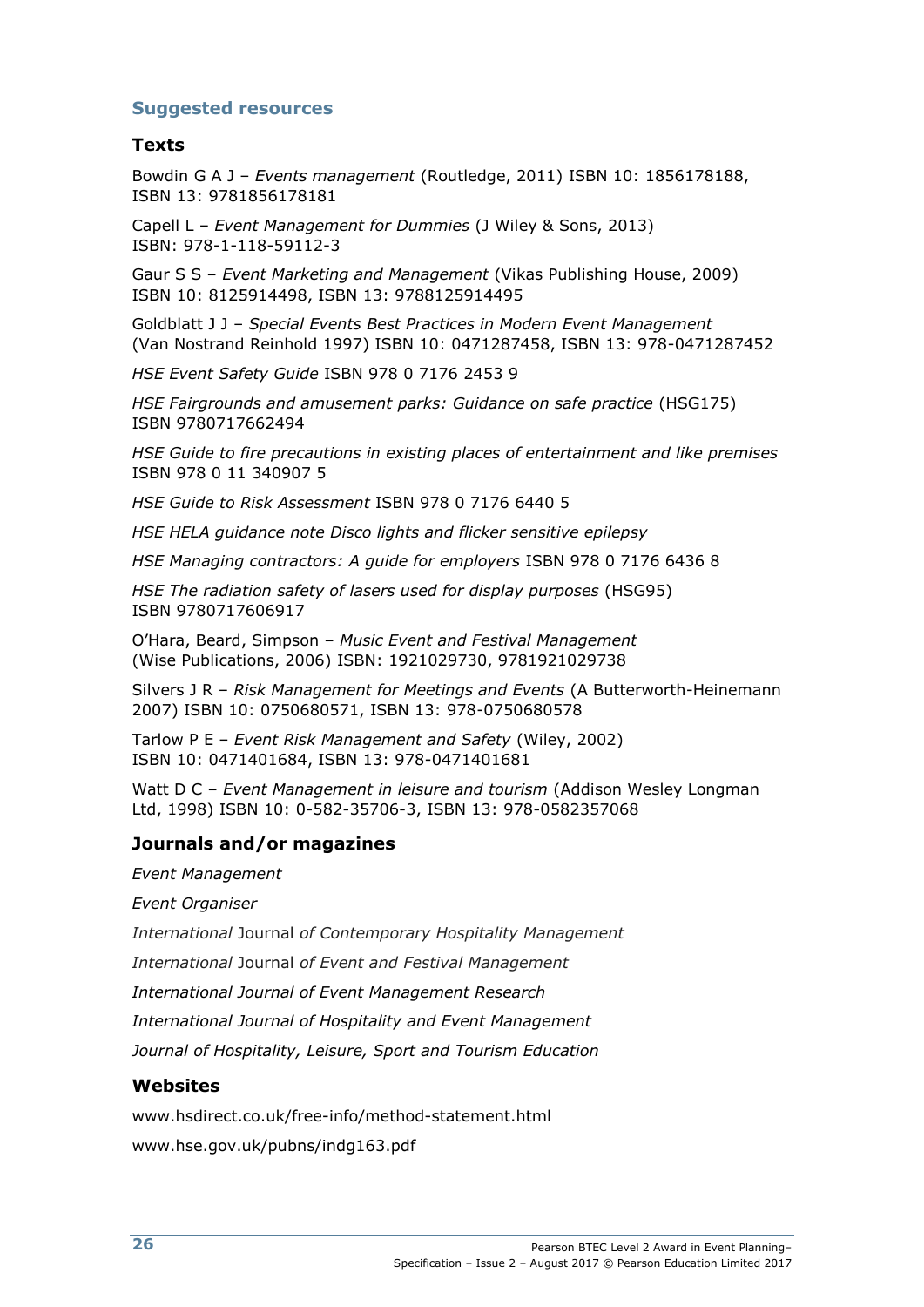## Suggested resources

### Texts

Bowdin G A J – *Events management* (Routledge, 2011) ISBN 10: 1856178188, ISBN 13: 9781856178181

Capell L – *Event Management for Dummies* (J Wiley & Sons, 2013) ISBN: 978-1-118-59112-3

Gaur S S – *Event Marketing and Management* (Vikas Publishing House, 2009) ISBN 10: 8125914498, ISBN 13: 9788125914495

Goldblatt J J – *Special Events Best Practices in Modern Event Management* (Van Nostrand Reinhold 1997) ISBN 10: 0471287458, ISBN 13: 978-0471287452

*HSE Event Safety Guide* ISBN 978 0 7176 2453 9

*HSE Fairgrounds and amusement parks: Guidance on safe practice* (HSG175) ISBN 9780717662494

*HSE Guide to fire precautions in existing places of entertainment and like premises* ISBN 978 0 11 340907 5

*HSE Guide to Risk Assessment* ISBN 978 0 7176 6440 5

*HSE HELA guidance note Disco lights and flicker sensitive epilepsy*

*HSE Managing contractors: A guide for employers* ISBN 978 0 7176 6436 8

*HSE The radiation safety of lasers used for display purposes* (HSG95) ISBN 9780717606917

O'Hara, Beard, Simpson – *Music Event and Festival Management* (Wise Publications, 2006) ISBN: 1921029730, 9781921029738

Silvers J R – *Risk Management for Meetings and Events* (A Butterworth-Heinemann 2007) ISBN 10: 0750680571, ISBN 13: 978-0750680578

Tarlow P E – *Event Risk Management and Safety* (Wiley, 2002) ISBN 10: 0471401684, ISBN 13: 978-0471401681

Watt D C – *Event Management in leisure and tourism* (Addison Wesley Longman Ltd, 1998) ISBN 10: 0-582-35706-3, ISBN 13: 978-0582357068

### Journals and/or magazines

*Event Management*

*Event Organiser*

*International* Journal *of Contemporary Hospitality Management*

*International* Journal *of Event and Festival Management*

*International Journal of Event Management Research*

*International Journal of Hospitality and Event Management*

*Journal of Hospitality, Leisure, Sport and Tourism Education*

### Websites

www.hsdirect.co.uk/free-info/method-statement.html

www.hse.gov.uk/pubns/indg163.pdf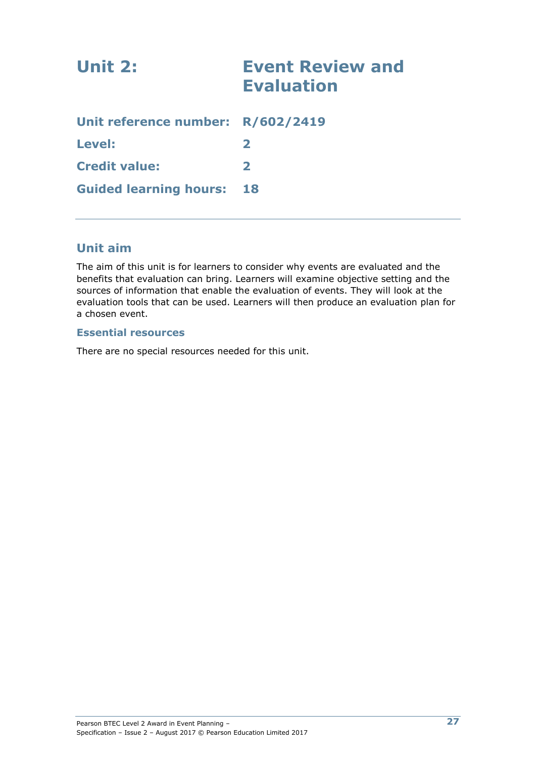# Unit 2: Event Review and Evaluation

**Unit reference number:** R/602/2419

**Level:** 2

**Credit value:** 2

**Guided learning hours:** 18

---

## Unit aim

The aim of this unit is for learners to consider why events are evaluated and the benefits that evaluation can bring. Learners will examine objective setting and the sources of information that enable the evaluation of events. They will look at the evaluation tools that can be used. Learners will then produce an evaluation plan for a chosen event.

### Essential resources

There are no special resources needed for this unit.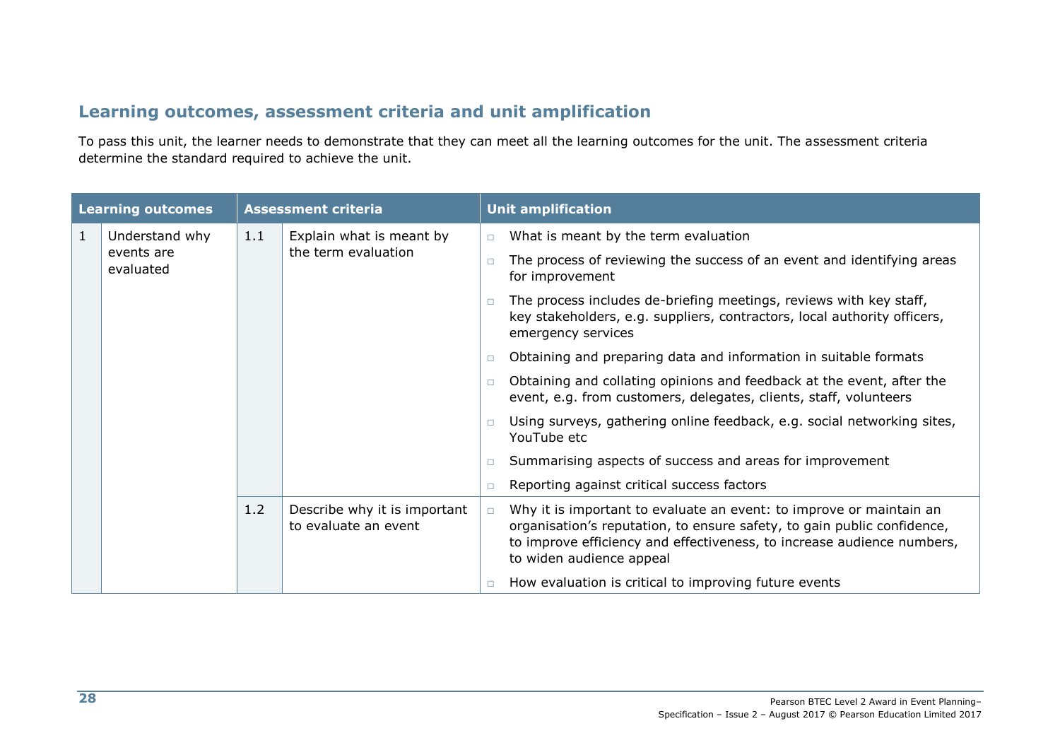## Learning outcomes, assessment criteria and unit amplification

To pass this unit, the learner needs to demonstrate that they can meet all the learning outcomes for the unit. The assessment criteria determine the standard required to achieve the unit.

| Learning outcomes | | Assessment criteria | | Unit amplification |
|---|---|---|---|---|
| 1 | Understand why events are evaluated | 1.1 | Explain what is meant by the term evaluation | □ What is meant by the term evaluation<br>□ The process of reviewing the success of an event and identifying areas for improvement<br>□ The process includes de-briefing meetings, reviews with key staff, key stakeholders, e.g. suppliers, contractors, local authority officers, emergency services<br>□ Obtaining and preparing data and information in suitable formats<br>□ Obtaining and collating opinions and feedback at the event, after the event, e.g. from customers, delegates, clients, staff, volunteers<br>□ Using surveys, gathering online feedback, e.g. social networking sites, YouTube etc<br>□ Summarising aspects of success and areas for improvement<br>□ Reporting against critical success factors |
| | | 1.2 | Describe why it is important to evaluate an event | □ Why it is important to evaluate an event: to improve or maintain an organisation's reputation, to ensure safety, to gain public confidence, to improve efficiency and effectiveness, to increase audience numbers, to widen audience appeal<br>□ How evaluation is critical to improving future events |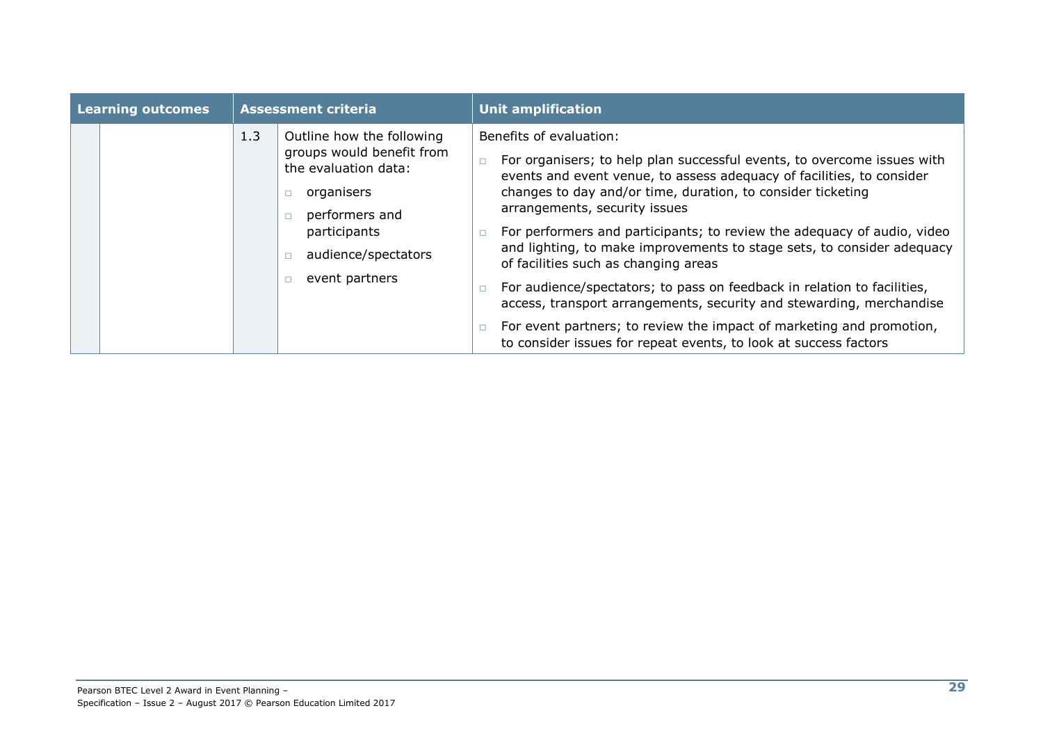| Learning outcomes | | Assessment criteria | | Unit amplification |
|---|---|---|---|---|
| | | 1.3 | Outline how the following groups would benefit from the evaluation data:<br>□ organisers<br>□ performers and participants<br>□ audience/spectators<br>□ event partners | Benefits of evaluation:<br>□ For organisers; to help plan successful events, to overcome issues with events and event venue, to assess adequacy of facilities, to consider changes to day and/or time, duration, to consider ticketing arrangements, security issues<br>□ For performers and participants; to review the adequacy of audio, video and lighting, to make improvements to stage sets, to consider adequacy of facilities such as changing areas<br>□ For audience/spectators; to pass on feedback in relation to facilities, access, transport arrangements, security and stewarding, merchandise<br>□ For event partners; to review the impact of marketing and promotion, to consider issues for repeat events, to look at success factors |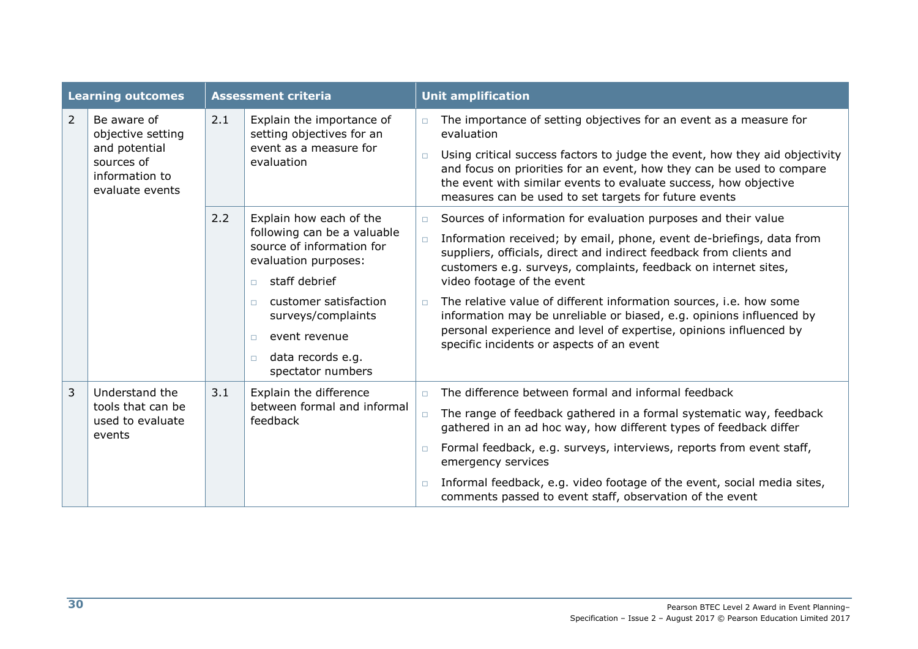| Learning outcomes | | Assessment criteria | | Unit amplification |
|---|---|---|---|---|
| 2 | Be aware of objective setting and potential sources of information to evaluate events | 2.1 | Explain the importance of setting objectives for an event as a measure for evaluation | ▫ The importance of setting objectives for an event as a measure for evaluation<br>▫ Using critical success factors to judge the event, how they aid objectivity and focus on priorities for an event, how they can be used to compare the event with similar events to evaluate success, how objective measures can be used to set targets for future events |
| | | 2.2 | Explain how each of the following can be a valuable source of information for evaluation purposes:<br>▫ staff debrief<br>▫ customer satisfaction surveys/complaints<br>▫ event revenue<br>▫ data records e.g. spectator numbers | ▫ Sources of information for evaluation purposes and their value<br>▫ Information received; by email, phone, event de-briefings, data from suppliers, officials, direct and indirect feedback from clients and customers e.g. surveys, complaints, feedback on internet sites, video footage of the event<br>▫ The relative value of different information sources, i.e. how some information may be unreliable or biased, e.g. opinions influenced by personal experience and level of expertise, opinions influenced by specific incidents or aspects of an event |
| 3 | Understand the tools that can be used to evaluate events | 3.1 | Explain the difference between formal and informal feedback | ▫ The difference between formal and informal feedback<br>▫ The range of feedback gathered in a formal systematic way, feedback gathered in an ad hoc way, how different types of feedback differ<br>▫ Formal feedback, e.g. surveys, interviews, reports from event staff, emergency services<br>▫ Informal feedback, e.g. video footage of the event, social media sites, comments passed to event staff, observation of the event |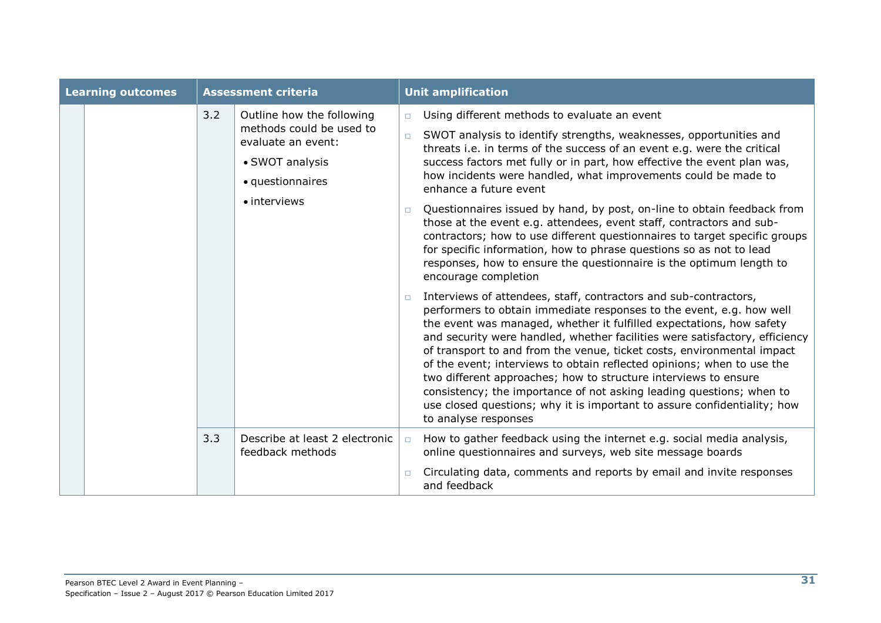| Learning outcomes | | Assessment criteria | | Unit amplification |
|---|---|---|---|---|
| | | 3.2 | Outline how the following methods could be used to evaluate an event: <br>• SWOT analysis <br>• questionnaires <br>• interviews | □ Using different methods to evaluate an event <br>□ SWOT analysis to identify strengths, weaknesses, opportunities and threats i.e. in terms of the success of an event e.g. were the critical success factors met fully or in part, how effective the event plan was, how incidents were handled, what improvements could be made to enhance a future event <br>□ Questionnaires issued by hand, by post, on-line to obtain feedback from those at the event e.g. attendees, event staff, contractors and sub-contractors; how to use different questionnaires to target specific groups for specific information, how to phrase questions so as not to lead responses, how to ensure the questionnaire is the optimum length to encourage completion <br>□ Interviews of attendees, staff, contractors and sub-contractors, performers to obtain immediate responses to the event, e.g. how well the event was managed, whether it fulfilled expectations, how safety and security were handled, whether facilities were satisfactory, efficiency of transport to and from the venue, ticket costs, environmental impact of the event; interviews to obtain reflected opinions; when to use the two different approaches; how to structure interviews to ensure consistency; the importance of not asking leading questions; when to use closed questions; why it is important to assure confidentiality; how to analyse responses |
| | | 3.3 | Describe at least 2 electronic feedback methods | □ How to gather feedback using the internet e.g. social media analysis, online questionnaires and surveys, web site message boards <br>□ Circulating data, comments and reports by email and invite responses and feedback |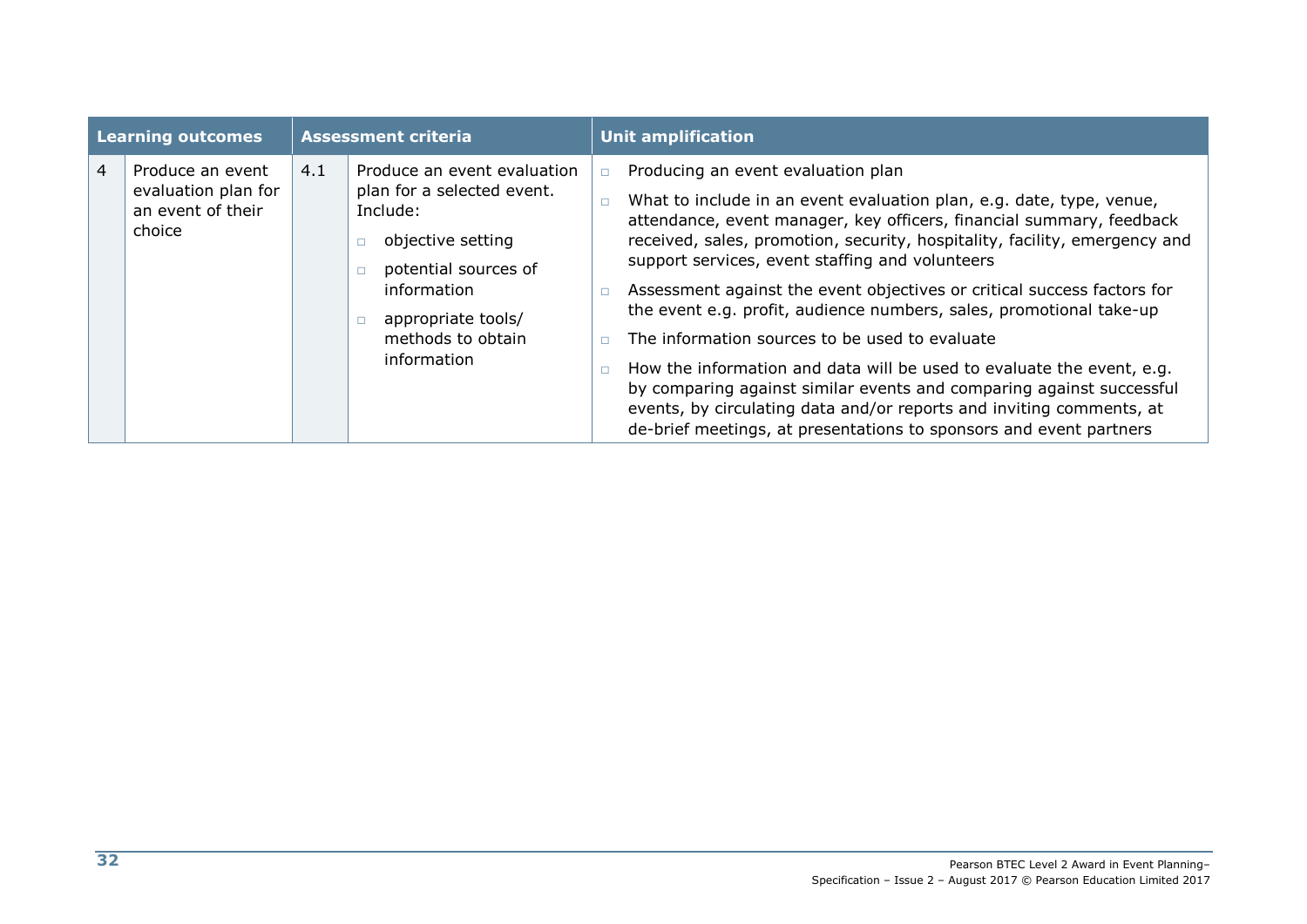| Learning outcomes | | Assessment criteria | | Unit amplification |
|---|---|---|---|---|
| 4 | Produce an event evaluation plan for an event of their choice | 4.1 | Produce an event evaluation plan for a selected event. Include:<br>□ objective setting<br>□ potential sources of information<br>□ appropriate tools/ methods to obtain information | □ Producing an event evaluation plan<br>□ What to include in an event evaluation plan, e.g. date, type, venue, attendance, event manager, key officers, financial summary, feedback received, sales, promotion, security, hospitality, facility, emergency and support services, event staffing and volunteers<br>□ Assessment against the event objectives or critical success factors for the event e.g. profit, audience numbers, sales, promotional take-up<br>□ The information sources to be used to evaluate<br>□ How the information and data will be used to evaluate the event, e.g. by comparing against similar events and comparing against successful events, by circulating data and/or reports and inviting comments, at de-brief meetings, at presentations to sponsors and event partners |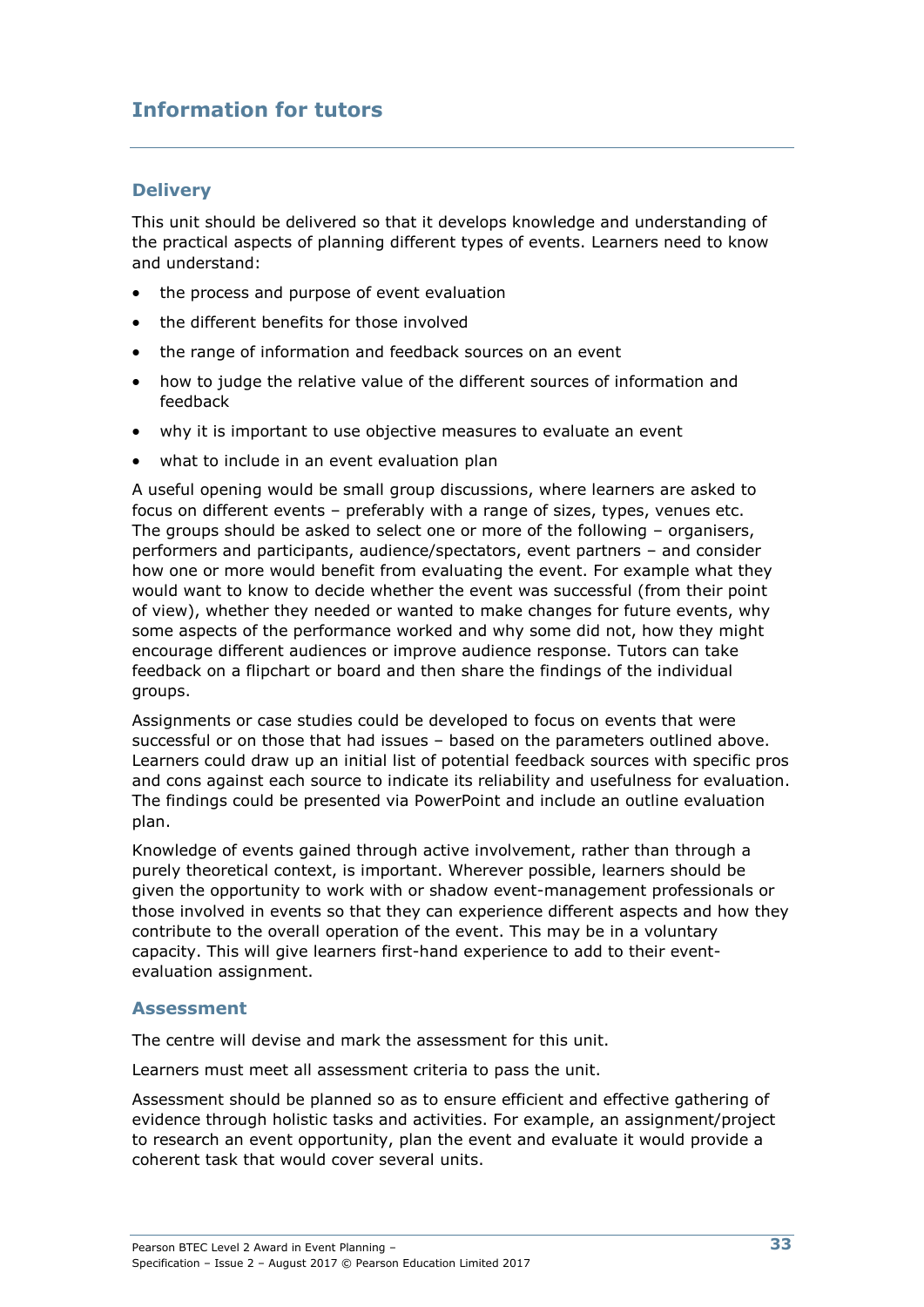# Information for tutors

## Delivery

This unit should be delivered so that it develops knowledge and understanding of the practical aspects of planning different types of events. Learners need to know and understand:

- the process and purpose of event evaluation
- the different benefits for those involved
- the range of information and feedback sources on an event
- how to judge the relative value of the different sources of information and feedback
- why it is important to use objective measures to evaluate an event
- what to include in an event evaluation plan

A useful opening would be small group discussions, where learners are asked to focus on different events – preferably with a range of sizes, types, venues etc. The groups should be asked to select one or more of the following – organisers, performers and participants, audience/spectators, event partners – and consider how one or more would benefit from evaluating the event. For example what they would want to know to decide whether the event was successful (from their point of view), whether they needed or wanted to make changes for future events, why some aspects of the performance worked and why some did not, how they might encourage different audiences or improve audience response. Tutors can take feedback on a flipchart or board and then share the findings of the individual groups.

Assignments or case studies could be developed to focus on events that were successful or on those that had issues – based on the parameters outlined above. Learners could draw up an initial list of potential feedback sources with specific pros and cons against each source to indicate its reliability and usefulness for evaluation. The findings could be presented via PowerPoint and include an outline evaluation plan.

Knowledge of events gained through active involvement, rather than through a purely theoretical context, is important. Wherever possible, learners should be given the opportunity to work with or shadow event-management professionals or those involved in events so that they can experience different aspects and how they contribute to the overall operation of the event. This may be in a voluntary capacity. This will give learners first-hand experience to add to their event-evaluation assignment.

## Assessment

The centre will devise and mark the assessment for this unit.

Learners must meet all assessment criteria to pass the unit.

Assessment should be planned so as to ensure efficient and effective gathering of evidence through holistic tasks and activities. For example, an assignment/project to research an event opportunity, plan the event and evaluate it would provide a coherent task that would cover several units.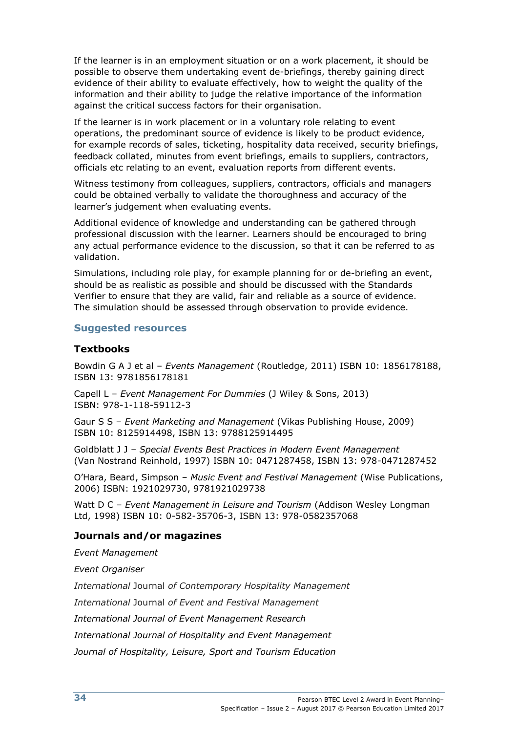If the learner is in an employment situation or on a work placement, it should be possible to observe them undertaking event de-briefings, thereby gaining direct evidence of their ability to evaluate effectively, how to weight the quality of the information and their ability to judge the relative importance of the information against the critical success factors for their organisation.

If the learner is in work placement or in a voluntary role relating to event operations, the predominant source of evidence is likely to be product evidence, for example records of sales, ticketing, hospitality data received, security briefings, feedback collated, minutes from event briefings, emails to suppliers, contractors, officials etc relating to an event, evaluation reports from different events.

Witness testimony from colleagues, suppliers, contractors, officials and managers could be obtained verbally to validate the thoroughness and accuracy of the learner's judgement when evaluating events.

Additional evidence of knowledge and understanding can be gathered through professional discussion with the learner. Learners should be encouraged to bring any actual performance evidence to the discussion, so that it can be referred to as validation.

Simulations, including role play, for example planning for or de-briefing an event, should be as realistic as possible and should be discussed with the Standards Verifier to ensure that they are valid, fair and reliable as a source of evidence. The simulation should be assessed through observation to provide evidence.

## Suggested resources

### Textbooks

Bowdin G A J et al – *Events Management* (Routledge, 2011) ISBN 10: 1856178188, ISBN 13: 9781856178181

Capell L – *Event Management For Dummies* (J Wiley & Sons, 2013) ISBN: 978-1-118-59112-3

Gaur S S – *Event Marketing and Management* (Vikas Publishing House, 2009) ISBN 10: 8125914498, ISBN 13: 9788125914495

Goldblatt J J – *Special Events Best Practices in Modern Event Management* (Van Nostrand Reinhold, 1997) ISBN 10: 0471287458, ISBN 13: 978-0471287452

O'Hara, Beard, Simpson – *Music Event and Festival Management* (Wise Publications, 2006) ISBN: 1921029730, 9781921029738

Watt D C – *Event Management in Leisure and Tourism* (Addison Wesley Longman Ltd, 1998) ISBN 10: 0-582-35706-3, ISBN 13: 978-0582357068

### Journals and/or magazines

*Event Management*

*Event Organiser*

*International* Journal *of Contemporary Hospitality Management*

*International* Journal *of Event and Festival Management*

*International Journal of Event Management Research*

*International Journal of Hospitality and Event Management*

*Journal of Hospitality, Leisure, Sport and Tourism Education*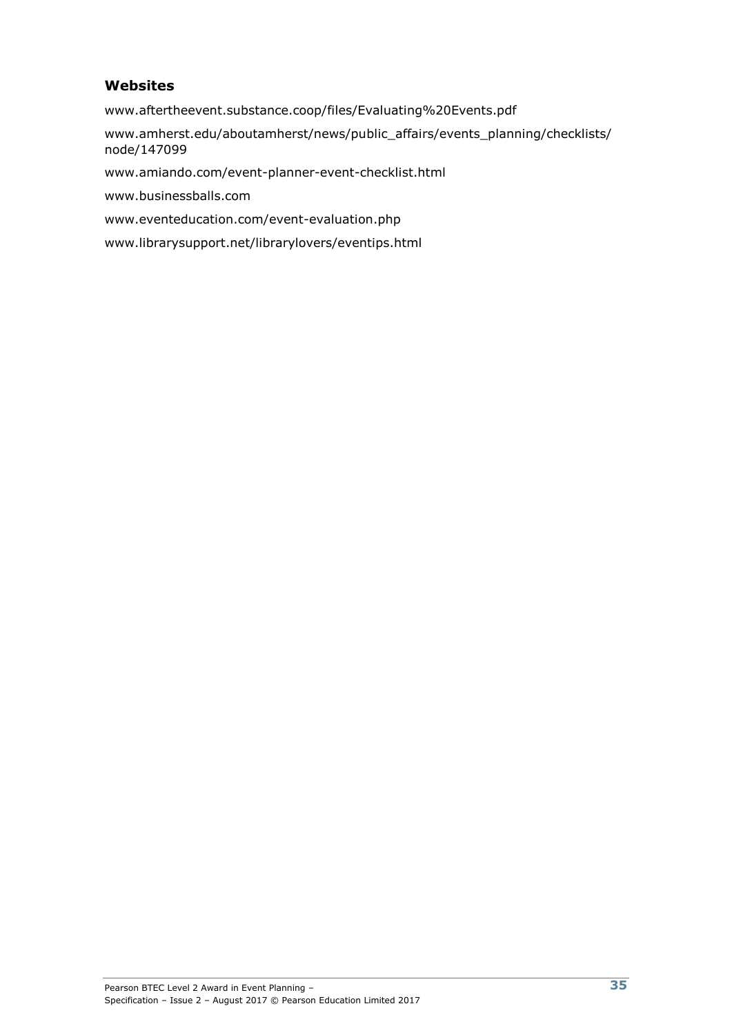### Websites

www.aftertheevent.substance.coop/files/Evaluating%20Events.pdf

www.amherst.edu/aboutamherst/news/public_affairs/events_planning/checklists/node/147099

www.amiando.com/event-planner-event-checklist.html

www.businessballs.com

www.eventeducation.com/event-evaluation.php

www.librarysupport.net/librarylovers/eventips.html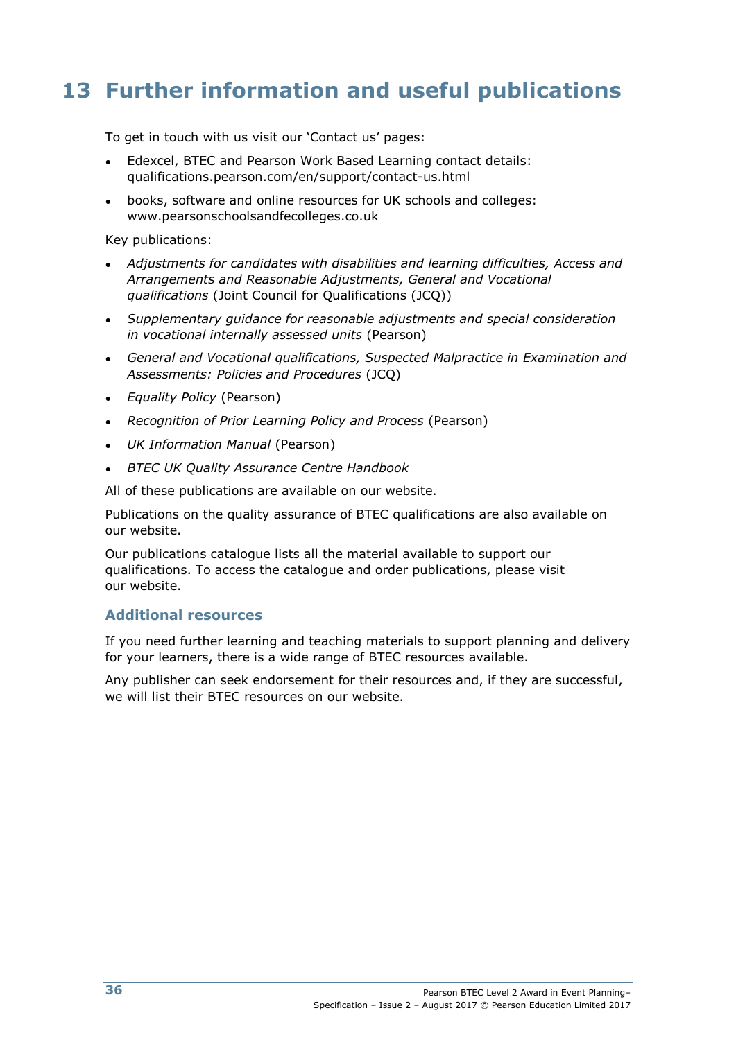# 13 Further information and useful publications

To get in touch with us visit our 'Contact us' pages:

- Edexcel, BTEC and Pearson Work Based Learning contact details: qualifications.pearson.com/en/support/contact-us.html
- books, software and online resources for UK schools and colleges: www.pearsonschoolsandfecolleges.co.uk

Key publications:

- *Adjustments for candidates with disabilities and learning difficulties, Access and Arrangements and Reasonable Adjustments, General and Vocational qualifications* (Joint Council for Qualifications (JCQ))
- *Supplementary guidance for reasonable adjustments and special consideration in vocational internally assessed units* (Pearson)
- *General and Vocational qualifications, Suspected Malpractice in Examination and Assessments: Policies and Procedures* (JCQ)
- *Equality Policy* (Pearson)
- *Recognition of Prior Learning Policy and Process* (Pearson)
- *UK Information Manual* (Pearson)
- *BTEC UK Quality Assurance Centre Handbook*

All of these publications are available on our website.

Publications on the quality assurance of BTEC qualifications are also available on our website.

Our publications catalogue lists all the material available to support our qualifications. To access the catalogue and order publications, please visit our website.

## Additional resources

If you need further learning and teaching materials to support planning and delivery for your learners, there is a wide range of BTEC resources available.

Any publisher can seek endorsement for their resources and, if they are successful, we will list their BTEC resources on our website.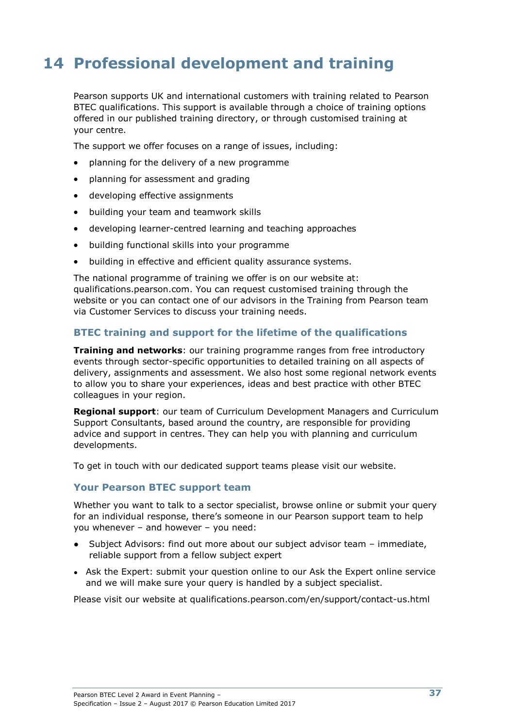# 14 Professional development and training

Pearson supports UK and international customers with training related to Pearson BTEC qualifications. This support is available through a choice of training options offered in our published training directory, or through customised training at your centre.

The support we offer focuses on a range of issues, including:

- planning for the delivery of a new programme
- planning for assessment and grading
- developing effective assignments
- building your team and teamwork skills
- developing learner-centred learning and teaching approaches
- building functional skills into your programme
- building in effective and efficient quality assurance systems.

The national programme of training we offer is on our website at: qualifications.pearson.com. You can request customised training through the website or you can contact one of our advisors in the Training from Pearson team via Customer Services to discuss your training needs.

## BTEC training and support for the lifetime of the qualifications

**Training and networks**: our training programme ranges from free introductory events through sector-specific opportunities to detailed training on all aspects of delivery, assignments and assessment. We also host some regional network events to allow you to share your experiences, ideas and best practice with other BTEC colleagues in your region.

**Regional support**: our team of Curriculum Development Managers and Curriculum Support Consultants, based around the country, are responsible for providing advice and support in centres. They can help you with planning and curriculum developments.

To get in touch with our dedicated support teams please visit our website.

## Your Pearson BTEC support team

Whether you want to talk to a sector specialist, browse online or submit your query for an individual response, there's someone in our Pearson support team to help you whenever – and however – you need:

- Subject Advisors: find out more about our subject advisor team – immediate, reliable support from a fellow subject expert
- Ask the Expert: submit your question online to our Ask the Expert online service and we will make sure your query is handled by a subject specialist.

Please visit our website at qualifications.pearson.com/en/support/contact-us.html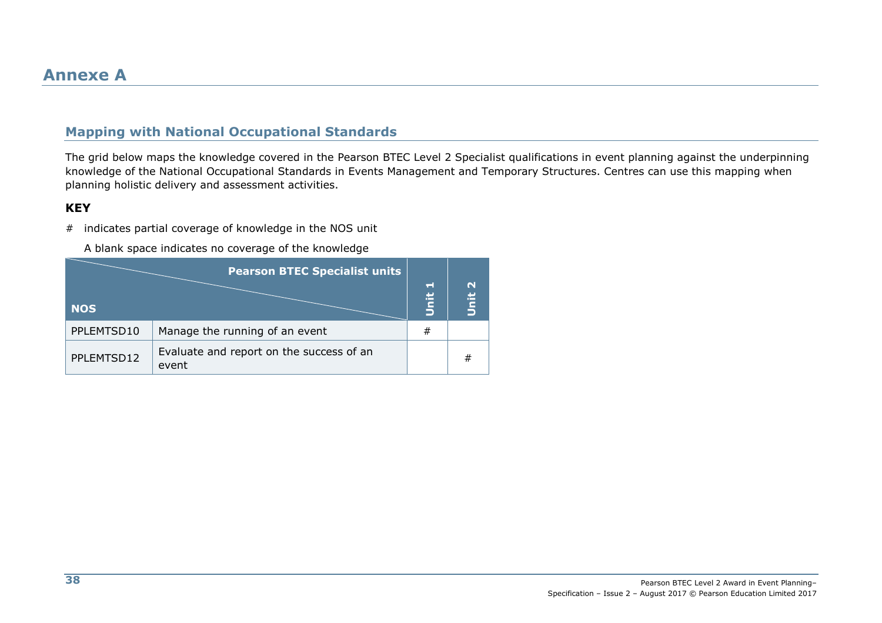# Annexe A

## Mapping with National Occupational Standards

The grid below maps the knowledge covered in the Pearson BTEC Level 2 Specialist qualifications in event planning against the underpinning knowledge of the National Occupational Standards in Events Management and Temporary Structures. Centres can use this mapping when planning holistic delivery and assessment activities.

**KEY**

# indicates partial coverage of knowledge in the NOS unit

A blank space indicates no coverage of the knowledge

| NOS | Pearson BTEC Specialist units | Unit 1 | Unit 2 |
|---|---|---|---|
| PPLEMTSD10 | Manage the running of an event | # | |
| PPLEMTSD12 | Evaluate and report on the success of an event | | # |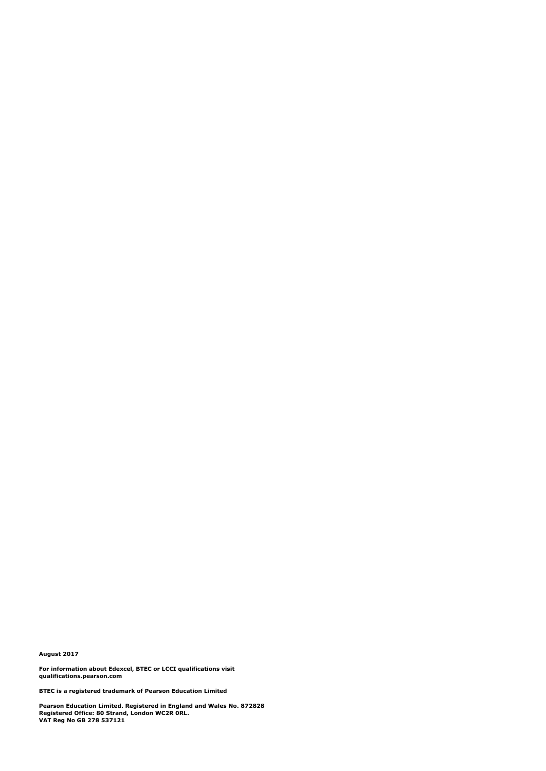**August 2017**

**For information about Edexcel, BTEC or LCCI qualifications visit qualifications.pearson.com**

**BTEC is a registered trademark of Pearson Education Limited**

**Pearson Education Limited. Registered in England and Wales No. 872828**
**Registered Office: 80 Strand, London WC2R 0RL.**
**VAT Reg No GB 278 537121**